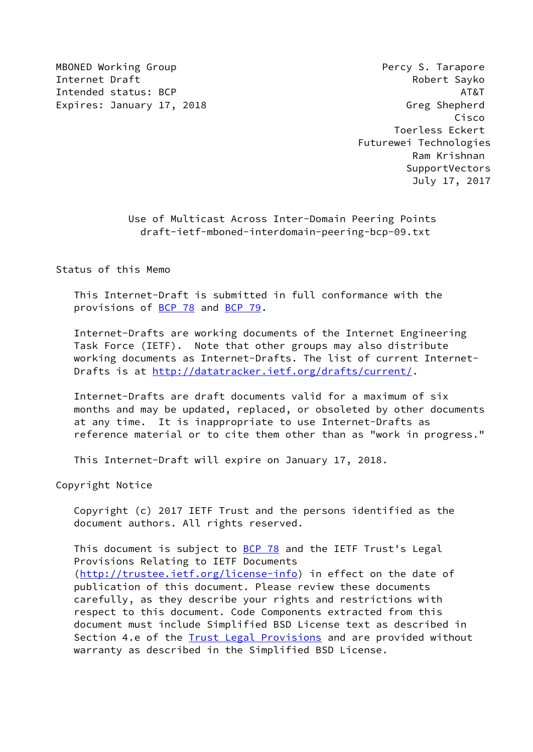MBONED Working Group
Internet Draft
Intended status: BCP
Expires: January 17, 2018

Percy S. Tarapore
Robert Sayko
AT&T
Greg Shepherd
Cisco
Toerless Eckert
Futurewei Technologies
Ram Krishnan
SupportVectors
July 17, 2017

# Use of Multicast Across Inter-Domain Peering Points
draft-ietf-mboned-interdomain-peering-bcp-09.txt

## Status of this Memo

This Internet-Draft is submitted in full conformance with the provisions of BCP 78 and BCP 79.

Internet-Drafts are working documents of the Internet Engineering Task Force (IETF). Note that other groups may also distribute working documents as Internet-Drafts. The list of current Internet-Drafts is at http://datatracker.ietf.org/drafts/current/.

Internet-Drafts are draft documents valid for a maximum of six months and may be updated, replaced, or obsoleted by other documents at any time. It is inappropriate to use Internet-Drafts as reference material or to cite them other than as "work in progress."

This Internet-Draft will expire on January 17, 2018.

## Copyright Notice

Copyright (c) 2017 IETF Trust and the persons identified as the document authors. All rights reserved.

This document is subject to BCP 78 and the IETF Trust's Legal Provisions Relating to IETF Documents (http://trustee.ietf.org/license-info) in effect on the date of publication of this document. Please review these documents carefully, as they describe your rights and restrictions with respect to this document. Code Components extracted from this document must include Simplified BSD License text as described in Section 4.e of the Trust Legal Provisions and are provided without warranty as described in the Simplified BSD License.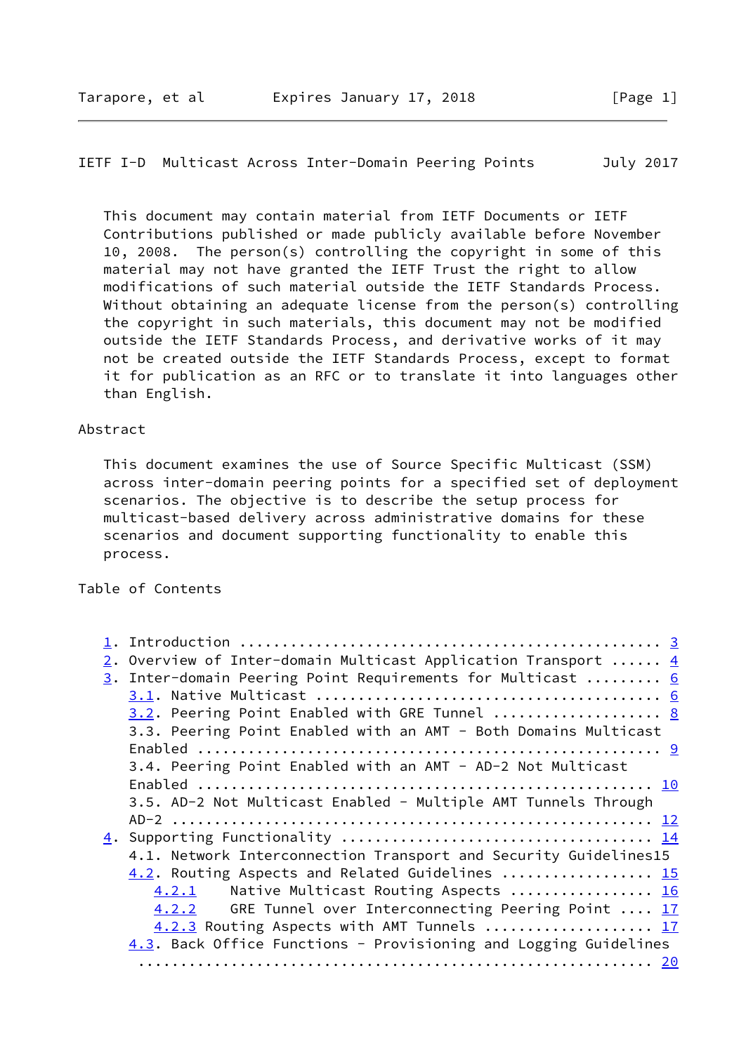This document may contain material from IETF Documents or IETF Contributions published or made publicly available before November 10, 2008. The person(s) controlling the copyright in some of this material may not have granted the IETF Trust the right to allow modifications of such material outside the IETF Standards Process. Without obtaining an adequate license from the person(s) controlling the copyright in such materials, this document may not be modified outside the IETF Standards Process, and derivative works of it may not be created outside the IETF Standards Process, except to format it for publication as an RFC or to translate it into languages other than English.

Abstract

This document examines the use of Source Specific Multicast (SSM) across inter-domain peering points for a specified set of deployment scenarios. The objective is to describe the setup process for multicast-based delivery across administrative domains for these scenarios and document supporting functionality to enable this process.

Table of Contents

```
1. Introduction ................................................ 3
2. Overview of Inter-domain Multicast Application Transport ...... 4
3. Inter-domain Peering Point Requirements for Multicast ......... 6
   3.1. Native Multicast ....................................... 6
   3.2. Peering Point Enabled with GRE Tunnel .................... 8
   3.3. Peering Point Enabled with an AMT - Both Domains Multicast
   Enabled ...................................................... 9
   3.4. Peering Point Enabled with an AMT - AD-2 Not Multicast
   Enabled ..................................................... 10
   3.5. AD-2 Not Multicast Enabled - Multiple AMT Tunnels Through
   AD-2 ........................................................ 12
4. Supporting Functionality .................................... 14
   4.1. Network Interconnection Transport and Security Guidelines15
   4.2. Routing Aspects and Related Guidelines ................. 15
      4.2.1    Native Multicast Routing Aspects ................ 16
      4.2.2    GRE Tunnel over Interconnecting Peering Point .... 17
      4.2.3 Routing Aspects with AMT Tunnels ................... 17
   4.3. Back Office Functions - Provisioning and Logging Guidelines
    ............................................................ 20
```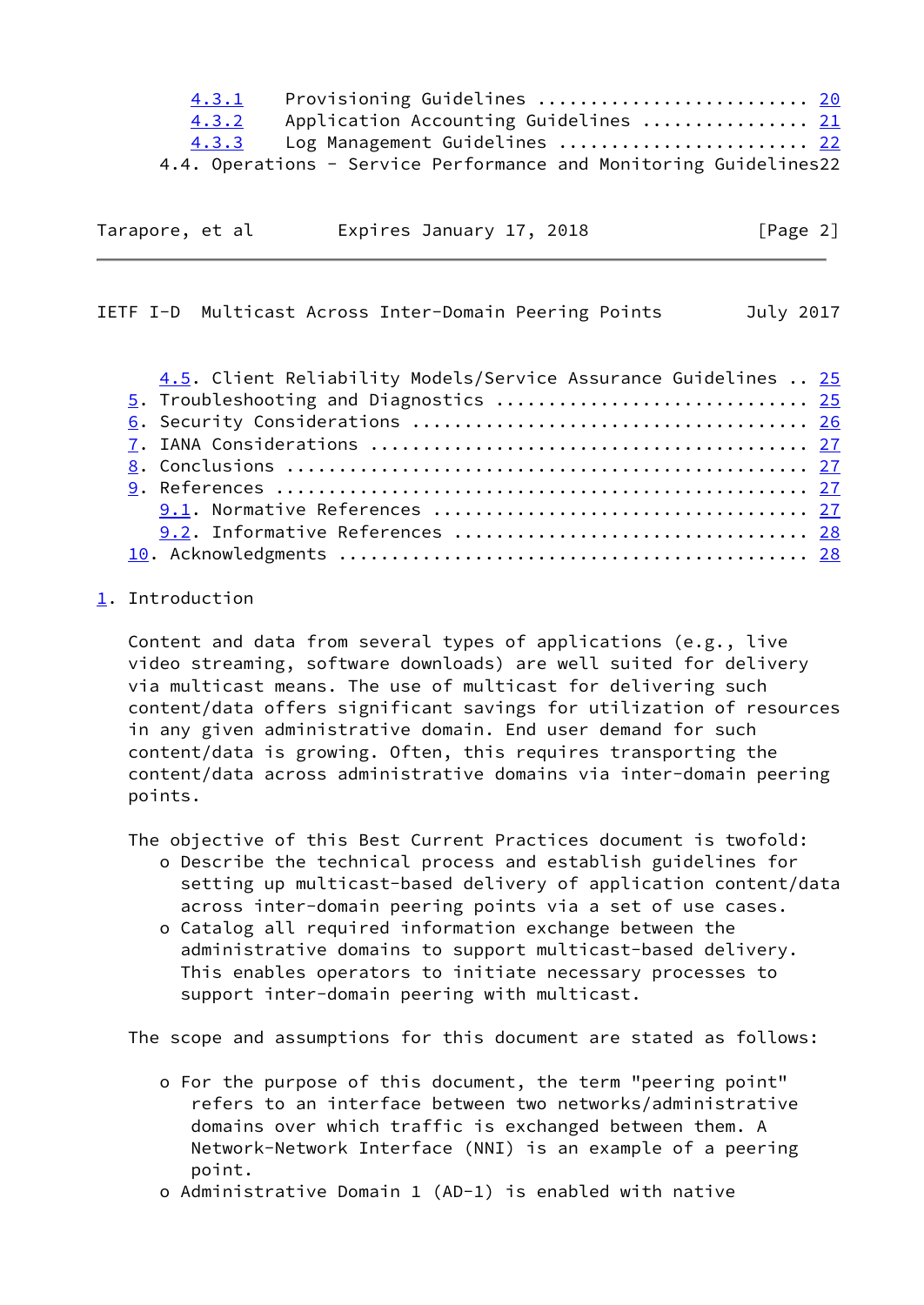4.3.1 Provisioning Guidelines .......................... 20
4.3.2 Application Accounting Guidelines ................ 21
4.3.3 Log Management Guidelines ........................ 22
4.4. Operations - Service Performance and Monitoring Guidelines22

4.5. Client Reliability Models/Service Assurance Guidelines .. 25
5. Troubleshooting and Diagnostics ............................ 25
6. Security Considerations .................................... 26
7. IANA Considerations ........................................ 27
8. Conclusions ................................................ 27
9. References ................................................. 27
9.1. Normative References ..................................... 27
9.2. Informative References ................................... 28
10. Acknowledgments ........................................... 28

# 1. Introduction

Content and data from several types of applications (e.g., live video streaming, software downloads) are well suited for delivery via multicast means. The use of multicast for delivering such content/data offers significant savings for utilization of resources in any given administrative domain. End user demand for such content/data is growing. Often, this requires transporting the content/data across administrative domains via inter-domain peering points.

The objective of this Best Current Practices document is twofold:

- Describe the technical process and establish guidelines for setting up multicast-based delivery of application content/data across inter-domain peering points via a set of use cases.
- Catalog all required information exchange between the administrative domains to support multicast-based delivery. This enables operators to initiate necessary processes to support inter-domain peering with multicast.

The scope and assumptions for this document are stated as follows:

- For the purpose of this document, the term "peering point" refers to an interface between two networks/administrative domains over which traffic is exchanged between them. A Network-Network Interface (NNI) is an example of a peering point.
- Administrative Domain 1 (AD-1) is enabled with native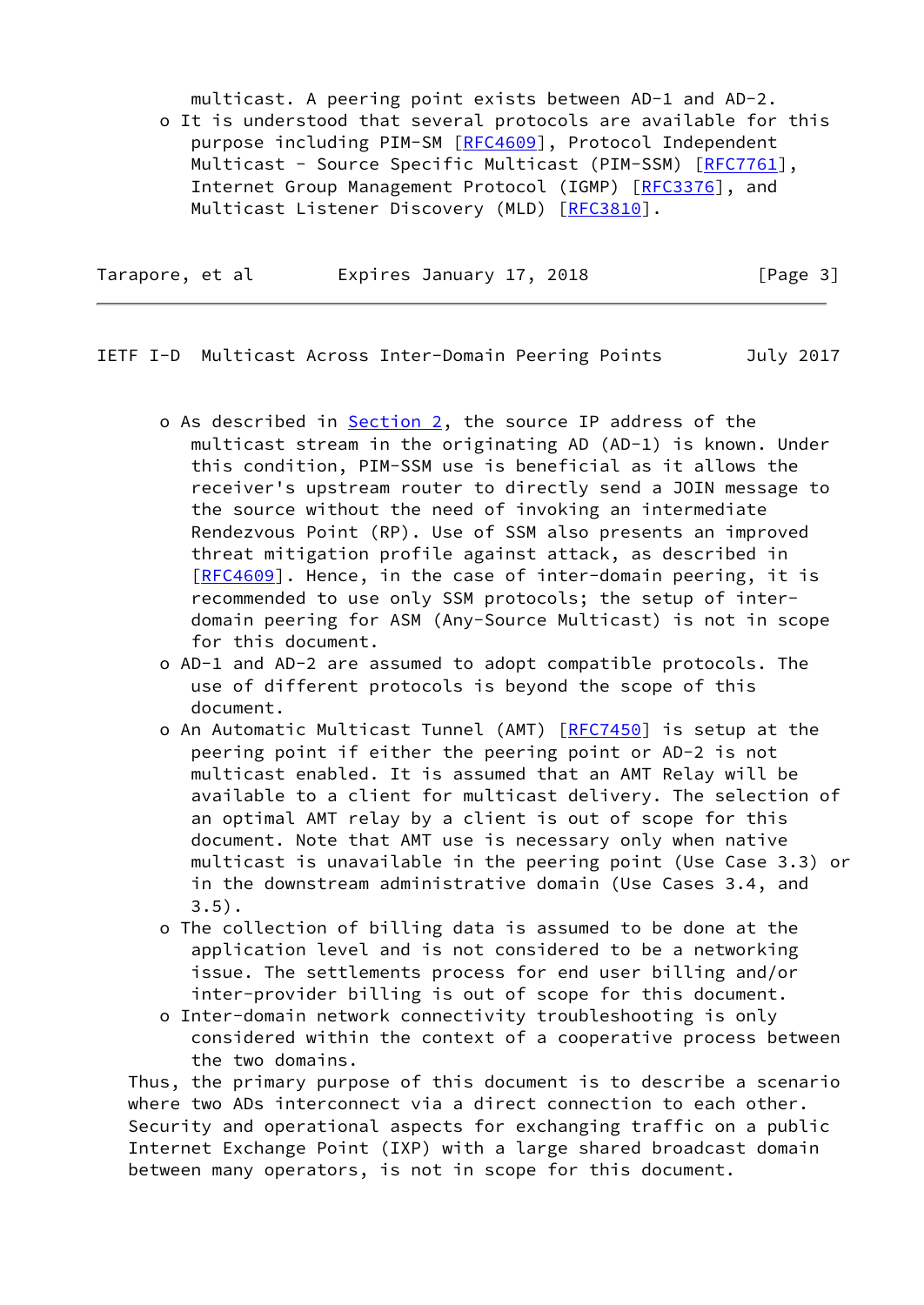multicast. A peering point exists between AD-1 and AD-2.

- It is understood that several protocols are available for this purpose including PIM-SM [RFC4609], Protocol Independent Multicast - Source Specific Multicast (PIM-SSM) [RFC7761], Internet Group Management Protocol (IGMP) [RFC3376], and Multicast Listener Discovery (MLD) [RFC3810].
- As described in Section 2, the source IP address of the multicast stream in the originating AD (AD-1) is known. Under this condition, PIM-SSM use is beneficial as it allows the receiver's upstream router to directly send a JOIN message to the source without the need of invoking an intermediate Rendezvous Point (RP). Use of SSM also presents an improved threat mitigation profile against attack, as described in [RFC4609]. Hence, in the case of inter-domain peering, it is recommended to use only SSM protocols; the setup of inter-domain peering for ASM (Any-Source Multicast) is not in scope for this document.
- AD-1 and AD-2 are assumed to adopt compatible protocols. The use of different protocols is beyond the scope of this document.
- An Automatic Multicast Tunnel (AMT) [RFC7450] is setup at the peering point if either the peering point or AD-2 is not multicast enabled. It is assumed that an AMT Relay will be available to a client for multicast delivery. The selection of an optimal AMT relay by a client is out of scope for this document. Note that AMT use is necessary only when native multicast is unavailable in the peering point (Use Case 3.3) or in the downstream administrative domain (Use Cases 3.4, and 3.5).
- The collection of billing data is assumed to be done at the application level and is not considered to be a networking issue. The settlements process for end user billing and/or inter-provider billing is out of scope for this document.
- Inter-domain network connectivity troubleshooting is only considered within the context of a cooperative process between the two domains.

Thus, the primary purpose of this document is to describe a scenario where two ADs interconnect via a direct connection to each other. Security and operational aspects for exchanging traffic on a public Internet Exchange Point (IXP) with a large shared broadcast domain between many operators, is not in scope for this document.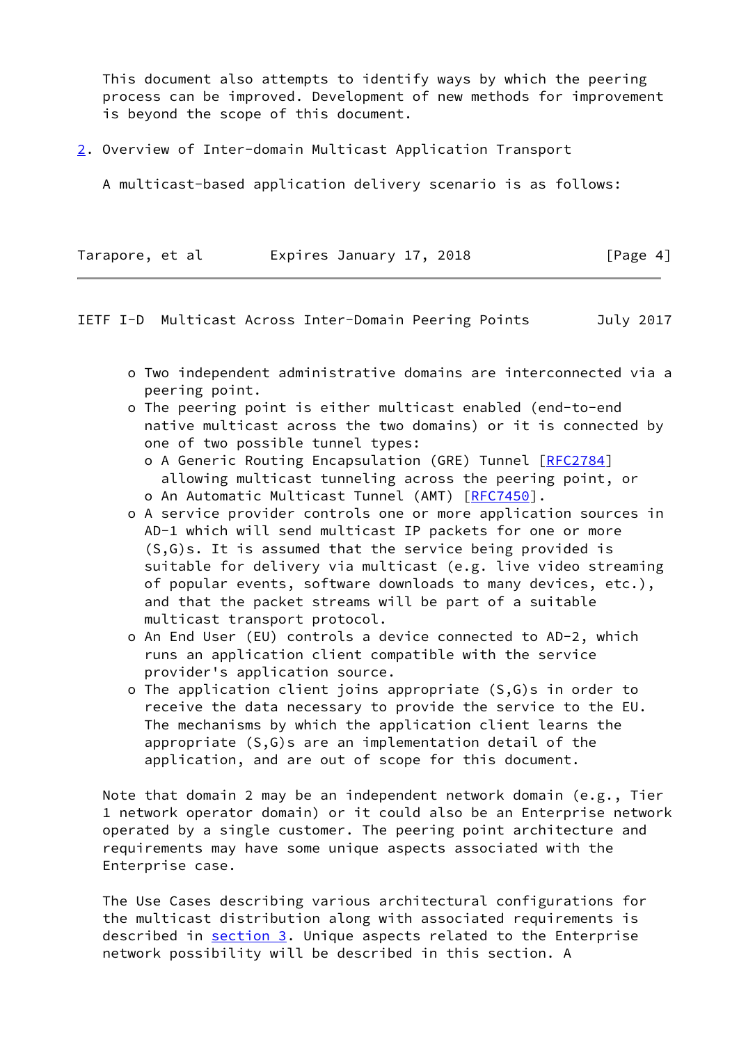This document also attempts to identify ways by which the peering process can be improved. Development of new methods for improvement is beyond the scope of this document.

## 2. Overview of Inter-domain Multicast Application Transport

A multicast-based application delivery scenario is as follows:

- Two independent administrative domains are interconnected via a peering point.
- The peering point is either multicast enabled (end-to-end native multicast across the two domains) or it is connected by one of two possible tunnel types:
  - A Generic Routing Encapsulation (GRE) Tunnel [RFC2784] allowing multicast tunneling across the peering point, or
  - An Automatic Multicast Tunnel (AMT) [RFC7450].
- A service provider controls one or more application sources in AD-1 which will send multicast IP packets for one or more (S,G)s. It is assumed that the service being provided is suitable for delivery via multicast (e.g. live video streaming of popular events, software downloads to many devices, etc.), and that the packet streams will be part of a suitable multicast transport protocol.
- An End User (EU) controls a device connected to AD-2, which runs an application client compatible with the service provider's application source.
- The application client joins appropriate (S,G)s in order to receive the data necessary to provide the service to the EU. The mechanisms by which the application client learns the appropriate (S,G)s are an implementation detail of the application, and are out of scope for this document.

Note that domain 2 may be an independent network domain (e.g., Tier 1 network operator domain) or it could also be an Enterprise network operated by a single customer. The peering point architecture and requirements may have some unique aspects associated with the Enterprise case.

The Use Cases describing various architectural configurations for the multicast distribution along with associated requirements is described in section 3. Unique aspects related to the Enterprise network possibility will be described in this section. A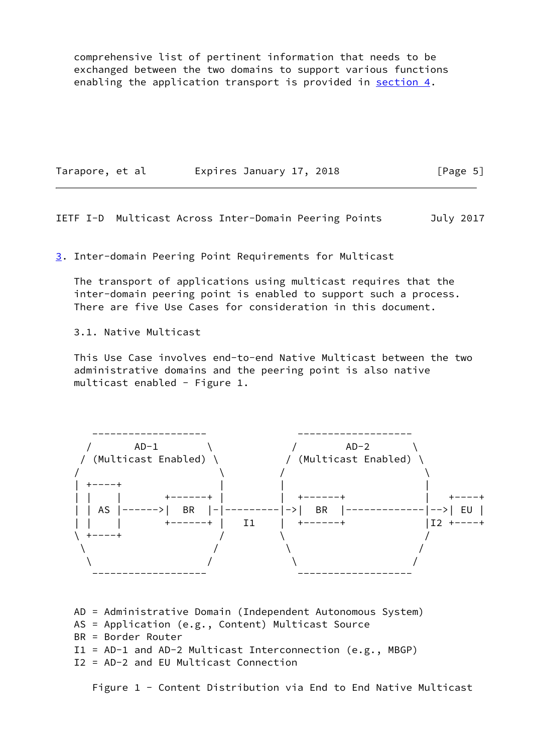comprehensive list of pertinent information that needs to be exchanged between the two domains to support various functions enabling the application transport is provided in section 4.

## 3. Inter-domain Peering Point Requirements for Multicast

The transport of applications using multicast requires that the inter-domain peering point is enabled to support such a process. There are five Use Cases for consideration in this document.

### 3.1. Native Multicast

This Use Case involves end-to-end Native Multicast between the two administrative domains and the peering point is also native multicast enabled - Figure 1.

```
    -------------------           -------------------
   /       AD-1        \         /       AD-2        \
  / (Multicast Enabled) \       / (Multicast Enabled) \
 /                       \     /                       \
 | +----+                |     |                       |
 | |    |       +------+ |     |  +------+             |   +----+
 | | AS |------>|  BR  |-|---------|->|  BR  |-------------|-->| EU |
 | |    |       +------+ |  I1 |  +------+             |I2 +----+
 \ +----+                /     \                       /
  \                     /       \                     /
   \                   /         \                   /
    -------------------           -------------------
```

AD = Administrative Domain (Independent Autonomous System)
AS = Application (e.g., Content) Multicast Source
BR = Border Router
I1 = AD-1 and AD-2 Multicast Interconnection (e.g., MBGP)
I2 = AD-2 and EU Multicast Connection

Figure 1 - Content Distribution via End to End Native Multicast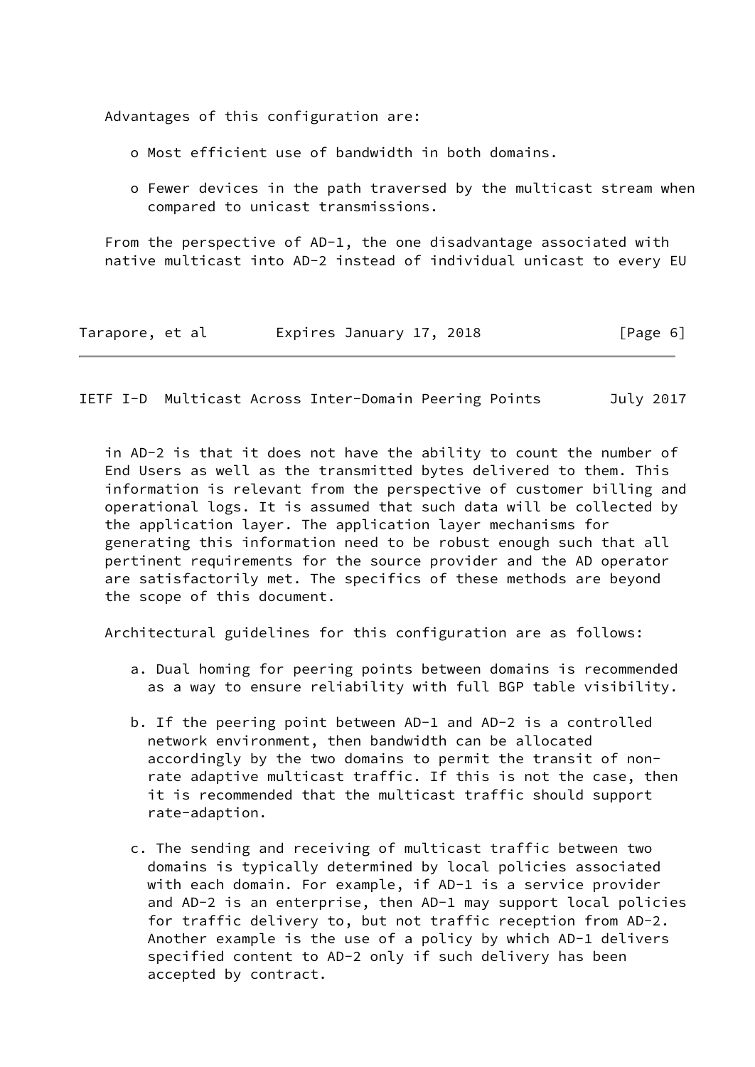Advantages of this configuration are:

- Most efficient use of bandwidth in both domains.
- Fewer devices in the path traversed by the multicast stream when compared to unicast transmissions.

From the perspective of AD-1, the one disadvantage associated with native multicast into AD-2 instead of individual unicast to every EU in AD-2 is that it does not have the ability to count the number of End Users as well as the transmitted bytes delivered to them. This information is relevant from the perspective of customer billing and operational logs. It is assumed that such data will be collected by the application layer. The application layer mechanisms for generating this information need to be robust enough such that all pertinent requirements for the source provider and the AD operator are satisfactorily met. The specifics of these methods are beyond the scope of this document.

Architectural guidelines for this configuration are as follows:

a. Dual homing for peering points between domains is recommended as a way to ensure reliability with full BGP table visibility.

b. If the peering point between AD-1 and AD-2 is a controlled network environment, then bandwidth can be allocated accordingly by the two domains to permit the transit of non-rate adaptive multicast traffic. If this is not the case, then it is recommended that the multicast traffic should support rate-adaption.

c. The sending and receiving of multicast traffic between two domains is typically determined by local policies associated with each domain. For example, if AD-1 is a service provider and AD-2 is an enterprise, then AD-1 may support local policies for traffic delivery to, but not traffic reception from AD-2. Another example is the use of a policy by which AD-1 delivers specified content to AD-2 only if such delivery has been accepted by contract.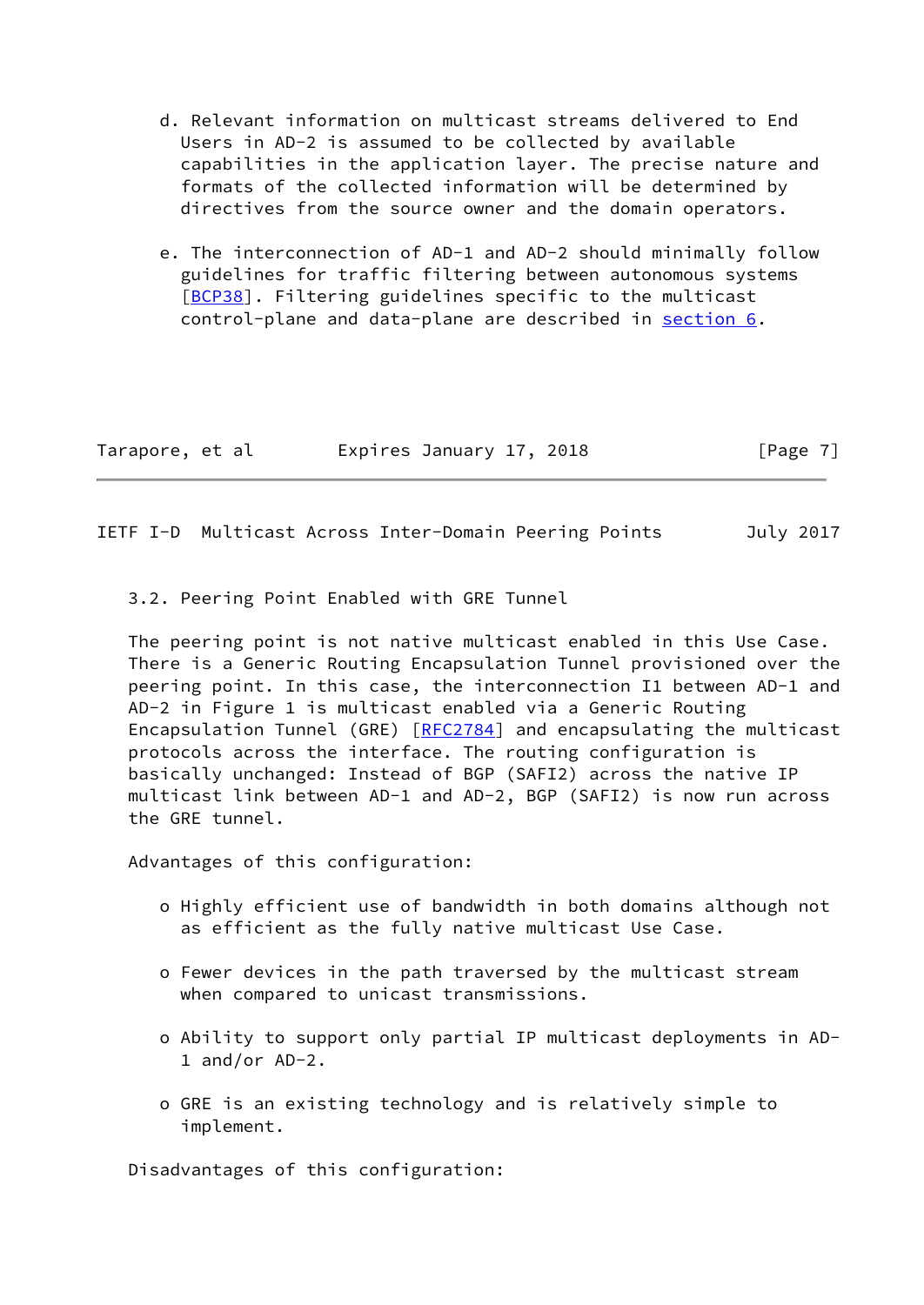d. Relevant information on multicast streams delivered to End Users in AD-2 is assumed to be collected by available capabilities in the application layer. The precise nature and formats of the collected information will be determined by directives from the source owner and the domain operators.

e. The interconnection of AD-1 and AD-2 should minimally follow guidelines for traffic filtering between autonomous systems [BCP38]. Filtering guidelines specific to the multicast control-plane and data-plane are described in section 6.

### 3.2. Peering Point Enabled with GRE Tunnel

The peering point is not native multicast enabled in this Use Case. There is a Generic Routing Encapsulation Tunnel provisioned over the peering point. In this case, the interconnection I1 between AD-1 and AD-2 in Figure 1 is multicast enabled via a Generic Routing Encapsulation Tunnel (GRE) [RFC2784] and encapsulating the multicast protocols across the interface. The routing configuration is basically unchanged: Instead of BGP (SAFI2) across the native IP multicast link between AD-1 and AD-2, BGP (SAFI2) is now run across the GRE tunnel.

Advantages of this configuration:

- Highly efficient use of bandwidth in both domains although not as efficient as the fully native multicast Use Case.
- Fewer devices in the path traversed by the multicast stream when compared to unicast transmissions.
- Ability to support only partial IP multicast deployments in AD-1 and/or AD-2.
- GRE is an existing technology and is relatively simple to implement.

Disadvantages of this configuration: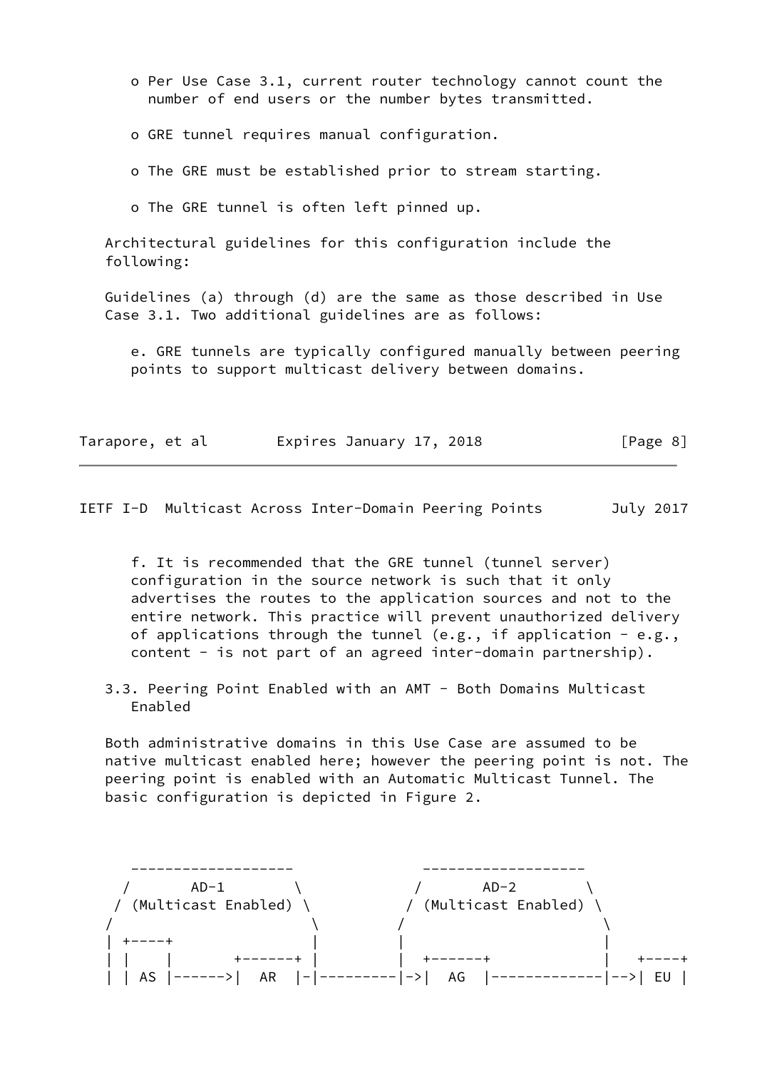- Per Use Case 3.1, current router technology cannot count the number of end users or the number bytes transmitted.

- GRE tunnel requires manual configuration.

- The GRE must be established prior to stream starting.

- The GRE tunnel is often left pinned up.

Architectural guidelines for this configuration include the following:

Guidelines (a) through (d) are the same as those described in Use Case 3.1. Two additional guidelines are as follows:

e. GRE tunnels are typically configured manually between peering points to support multicast delivery between domains.

f. It is recommended that the GRE tunnel (tunnel server) configuration in the source network is such that it only advertises the routes to the application sources and not to the entire network. This practice will prevent unauthorized delivery of applications through the tunnel (e.g., if application - e.g., content - is not part of an agreed inter-domain partnership).

### 3.3. Peering Point Enabled with an AMT - Both Domains Multicast Enabled

Both administrative domains in this Use Case are assumed to be native multicast enabled here; however the peering point is not. The peering point is enabled with an Automatic Multicast Tunnel. The basic configuration is depicted in Figure 2.

```
    -------------------            -------------------
   /       AD-1        \          /       AD-2        \
  / (Multicast Enabled) \        / (Multicast Enabled) \
 /                       \      /                       \
| +----+                  |    |                         |
| |    |       +------+   |    |  +------+               |   +----+
| | AS |------>|  AR  |-|---------|->|  AG  |-------------|-->| EU |
```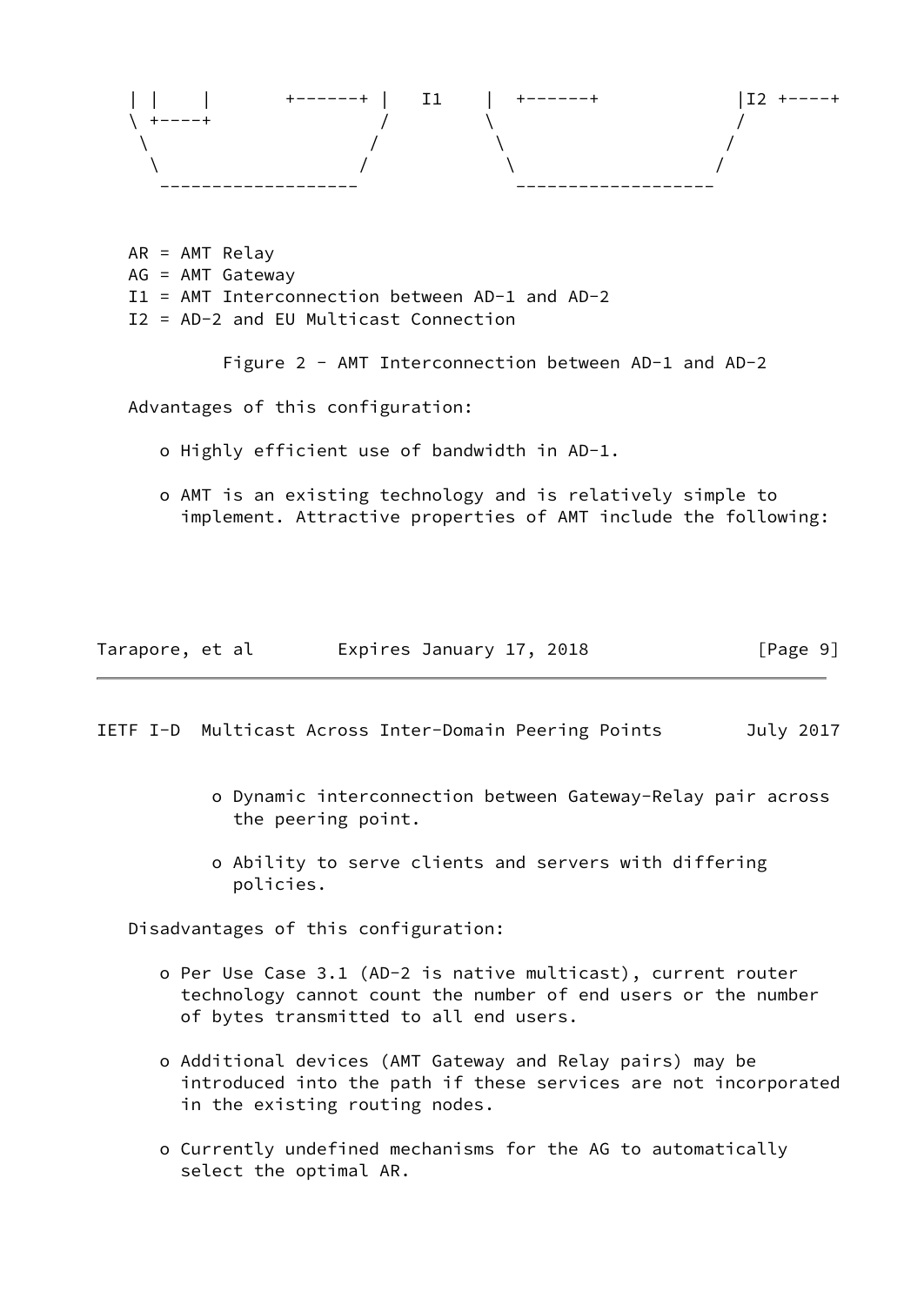```
   | |    |       +------+ |   I1    |  +------+             |I2 +----+
   \ +----+               /         \                       /
    \                    /           \                     /
     \                  /             \                   /
      ------------------               ------------------
```

AR = AMT Relay
AG = AMT Gateway
I1 = AMT Interconnection between AD-1 and AD-2
I2 = AD-2 and EU Multicast Connection

Figure 2 - AMT Interconnection between AD-1 and AD-2

Advantages of this configuration:

- Highly efficient use of bandwidth in AD-1.
- AMT is an existing technology and is relatively simple to implement. Attractive properties of AMT include the following:
  - Dynamic interconnection between Gateway-Relay pair across the peering point.
  - Ability to serve clients and servers with differing policies.

Disadvantages of this configuration:

- Per Use Case 3.1 (AD-2 is native multicast), current router technology cannot count the number of end users or the number of bytes transmitted to all end users.
- Additional devices (AMT Gateway and Relay pairs) may be introduced into the path if these services are not incorporated in the existing routing nodes.
- Currently undefined mechanisms for the AG to automatically select the optimal AR.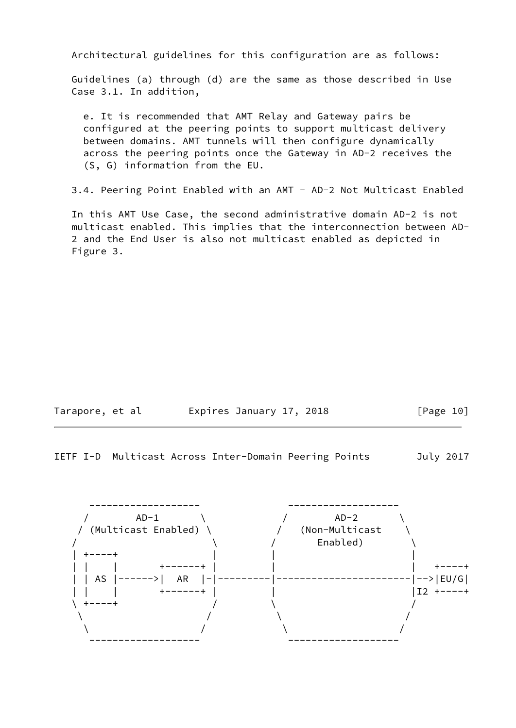Architectural guidelines for this configuration are as follows:

Guidelines (a) through (d) are the same as those described in Use Case 3.1. In addition,

e. It is recommended that AMT Relay and Gateway pairs be configured at the peering points to support multicast delivery between domains. AMT tunnels will then configure dynamically across the peering points once the Gateway in AD-2 receives the (S, G) information from the EU.

### 3.4. Peering Point Enabled with an AMT - AD-2 Not Multicast Enabled

In this AMT Use Case, the second administrative domain AD-2 is not multicast enabled. This implies that the interconnection between AD-2 and the End User is also not multicast enabled as depicted in Figure 3.

```
    -------------------             -------------------
   /        AD-1       \           /        AD-2       \
  / (Multicast Enabled) \         /   (Non-Multicast    \
 /                       \       /       Enabled)        \
 | +----+                |       |                       |
 | |    |       +------+ |       |                       |   +----+
 | | AS |------>|  AR  |-|---------|-----------------------|-->|EU/G|
 | |    |       +------+ |       |                       |I2 +----+
 \ +----+                /       \                       /
  \                     /         \                     /
   \                   /           \                   /
    -------------------             -------------------
```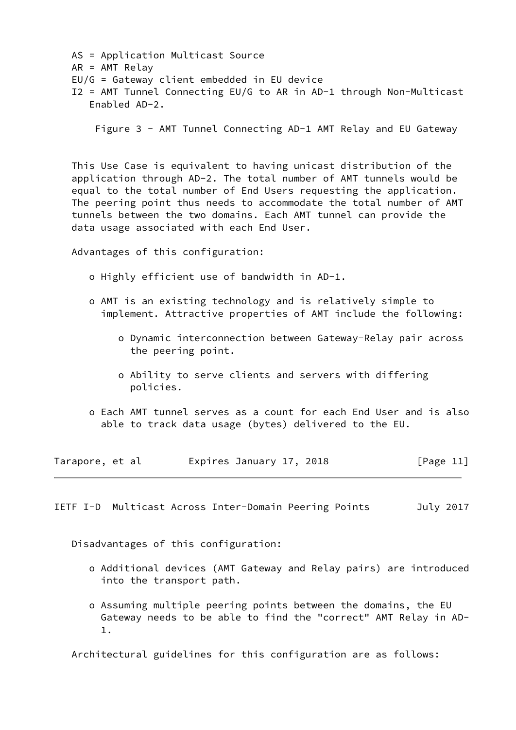AS = Application Multicast Source
AR = AMT Relay
EU/G = Gateway client embedded in EU device
I2 = AMT Tunnel Connecting EU/G to AR in AD-1 through Non-Multicast Enabled AD-2.

Figure 3 - AMT Tunnel Connecting AD-1 AMT Relay and EU Gateway

This Use Case is equivalent to having unicast distribution of the application through AD-2. The total number of AMT tunnels would be equal to the total number of End Users requesting the application. The peering point thus needs to accommodate the total number of AMT tunnels between the two domains. Each AMT tunnel can provide the data usage associated with each End User.

Advantages of this configuration:

- Highly efficient use of bandwidth in AD-1.
- AMT is an existing technology and is relatively simple to implement. Attractive properties of AMT include the following:
  - Dynamic interconnection between Gateway-Relay pair across the peering point.
  - Ability to serve clients and servers with differing policies.
- Each AMT tunnel serves as a count for each End User and is also able to track data usage (bytes) delivered to the EU.

Disadvantages of this configuration:

- Additional devices (AMT Gateway and Relay pairs) are introduced into the transport path.
- Assuming multiple peering points between the domains, the EU Gateway needs to be able to find the "correct" AMT Relay in AD-1.

Architectural guidelines for this configuration are as follows: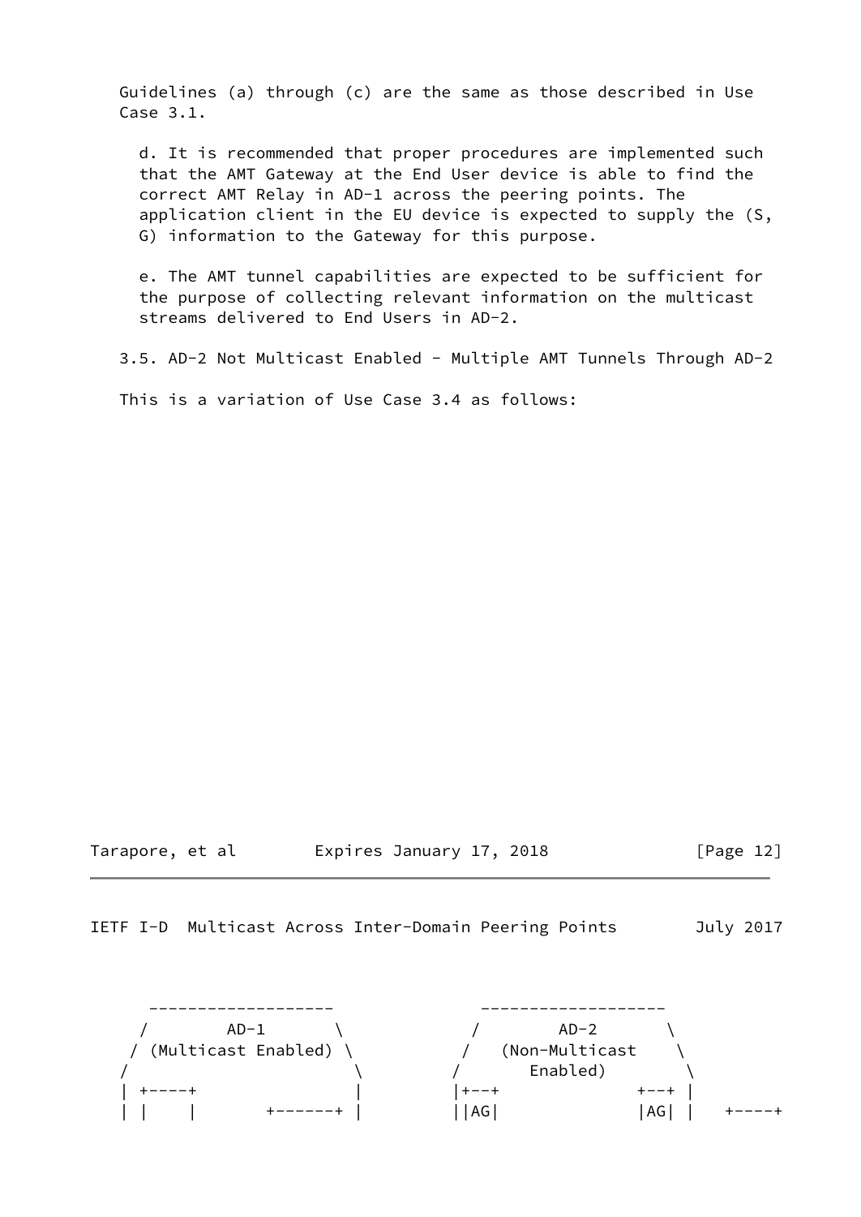Guidelines (a) through (c) are the same as those described in Use Case 3.1.

d. It is recommended that proper procedures are implemented such that the AMT Gateway at the End User device is able to find the correct AMT Relay in AD-1 across the peering points. The application client in the EU device is expected to supply the (S, G) information to the Gateway for this purpose.

e. The AMT tunnel capabilities are expected to be sufficient for the purpose of collecting relevant information on the multicast streams delivered to End Users in AD-2.

### 3.5. AD-2 Not Multicast Enabled - Multiple AMT Tunnels Through AD-2

This is a variation of Use Case 3.4 as follows:

```
     -------------------           -------------------
    /       AD-1        \         /        AD-2       \
   / (Multicast Enabled) \       /   (Non-Multicast    \
  /                       \     /       Enabled)        \
  | +----+                |    |+--+              +--+ |
  | |    |       +------+ |    ||AG|              |AG| |   +----+
```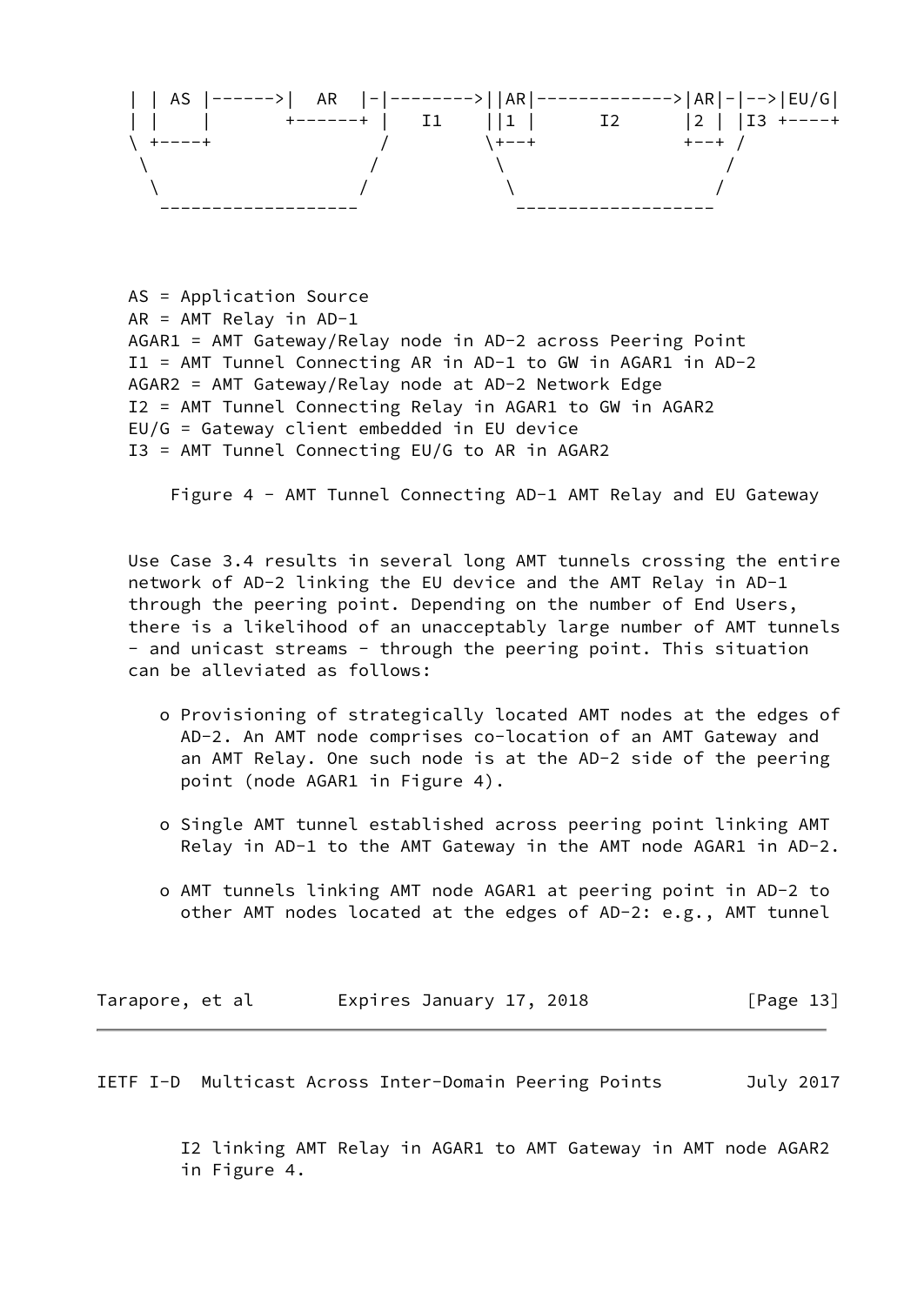```
   | | AS |------>|  AR  |-|-------->||AR|------------->|AR|-|-->|EU/G|
   | |    |       +------+ |   I1    ||1 |      I2      |2 | |I3 +----+
   \ +----+               /         \+--+              +--+ /
    \                    /           \                     /
     \                  /             \                   /
      ------------------               ------------------
```

AS = Application Source
AR = AMT Relay in AD-1
AGAR1 = AMT Gateway/Relay node in AD-2 across Peering Point
I1 = AMT Tunnel Connecting AR in AD-1 to GW in AGAR1 in AD-2
AGAR2 = AMT Gateway/Relay node at AD-2 Network Edge
I2 = AMT Tunnel Connecting Relay in AGAR1 to GW in AGAR2
EU/G = Gateway client embedded in EU device
I3 = AMT Tunnel Connecting EU/G to AR in AGAR2

Figure 4 - AMT Tunnel Connecting AD-1 AMT Relay and EU Gateway

Use Case 3.4 results in several long AMT tunnels crossing the entire network of AD-2 linking the EU device and the AMT Relay in AD-1 through the peering point. Depending on the number of End Users, there is a likelihood of an unacceptably large number of AMT tunnels - and unicast streams - through the peering point. This situation can be alleviated as follows:

- Provisioning of strategically located AMT nodes at the edges of AD-2. An AMT node comprises co-location of an AMT Gateway and an AMT Relay. One such node is at the AD-2 side of the peering point (node AGAR1 in Figure 4).

- Single AMT tunnel established across peering point linking AMT Relay in AD-1 to the AMT Gateway in the AMT node AGAR1 in AD-2.

- AMT tunnels linking AMT node AGAR1 at peering point in AD-2 to other AMT nodes located at the edges of AD-2: e.g., AMT tunnel I2 linking AMT Relay in AGAR1 to AMT Gateway in AMT node AGAR2 in Figure 4.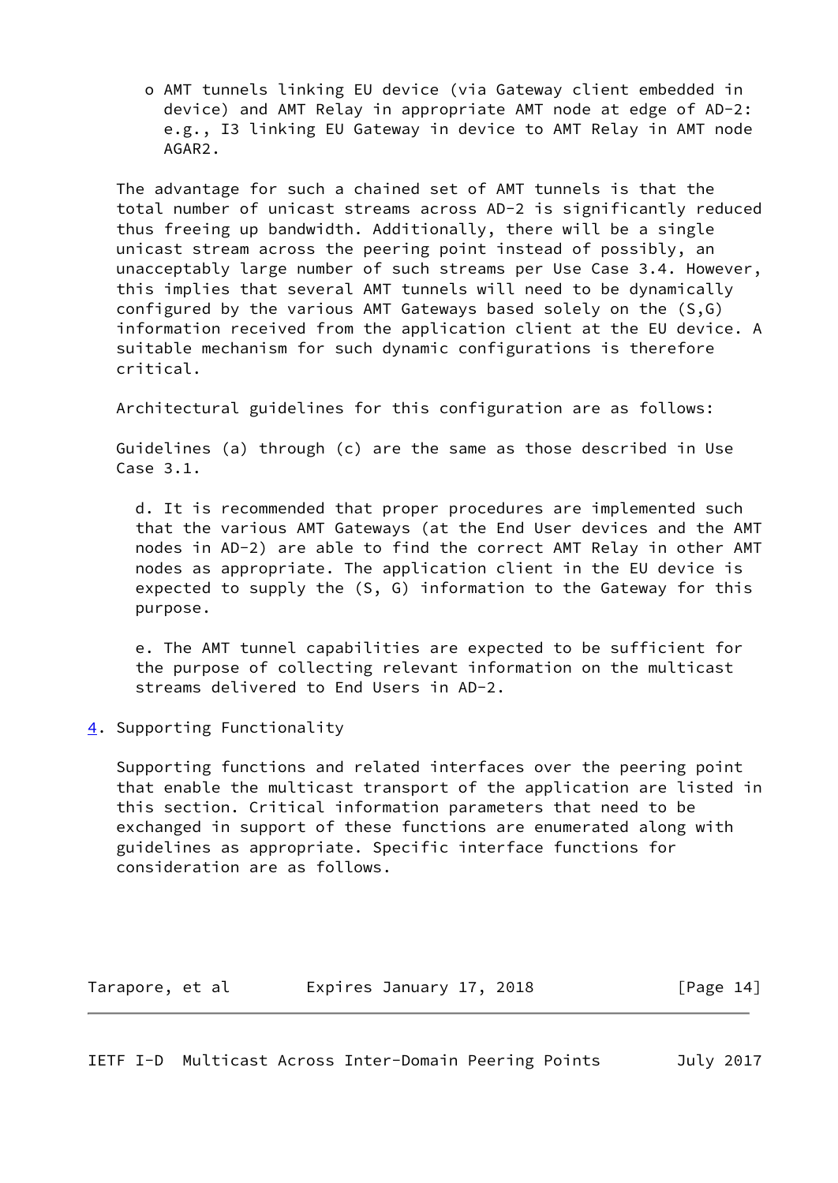- AMT tunnels linking EU device (via Gateway client embedded in device) and AMT Relay in appropriate AMT node at edge of AD-2: e.g., I3 linking EU Gateway in device to AMT Relay in AMT node AGAR2.

The advantage for such a chained set of AMT tunnels is that the total number of unicast streams across AD-2 is significantly reduced thus freeing up bandwidth. Additionally, there will be a single unicast stream across the peering point instead of possibly, an unacceptably large number of such streams per Use Case 3.4. However, this implies that several AMT tunnels will need to be dynamically configured by the various AMT Gateways based solely on the (S,G) information received from the application client at the EU device. A suitable mechanism for such dynamic configurations is therefore critical.

Architectural guidelines for this configuration are as follows:

Guidelines (a) through (c) are the same as those described in Use Case 3.1.

d. It is recommended that proper procedures are implemented such that the various AMT Gateways (at the End User devices and the AMT nodes in AD-2) are able to find the correct AMT Relay in other AMT nodes as appropriate. The application client in the EU device is expected to supply the (S, G) information to the Gateway for this purpose.

e. The AMT tunnel capabilities are expected to be sufficient for the purpose of collecting relevant information on the multicast streams delivered to End Users in AD-2.

## 4. Supporting Functionality

Supporting functions and related interfaces over the peering point that enable the multicast transport of the application are listed in this section. Critical information parameters that need to be exchanged in support of these functions are enumerated along with guidelines as appropriate. Specific interface functions for consideration are as follows.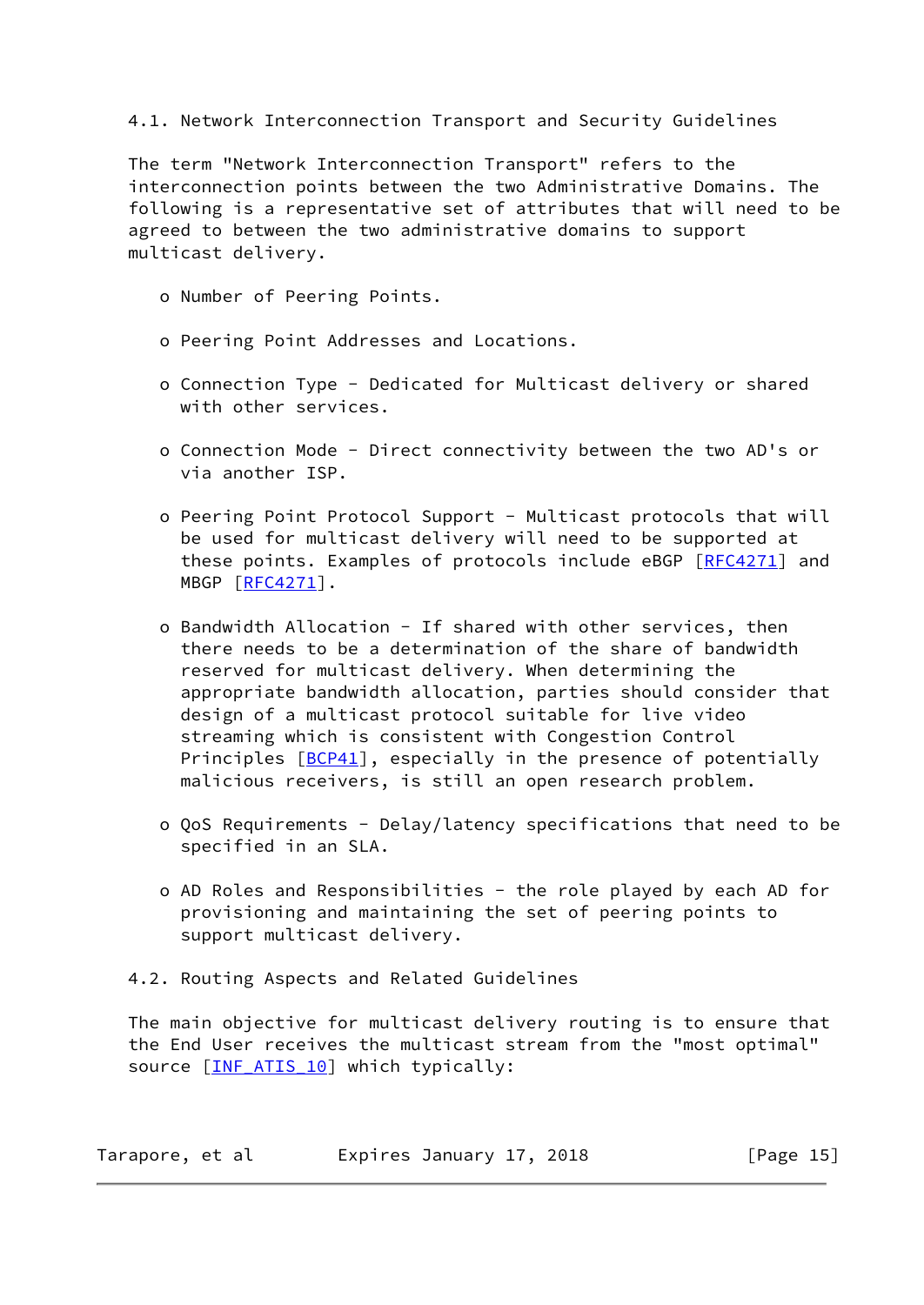### 4.1. Network Interconnection Transport and Security Guidelines

The term "Network Interconnection Transport" refers to the interconnection points between the two Administrative Domains. The following is a representative set of attributes that will need to be agreed to between the two administrative domains to support multicast delivery.

- Number of Peering Points.
- Peering Point Addresses and Locations.
- Connection Type - Dedicated for Multicast delivery or shared with other services.
- Connection Mode - Direct connectivity between the two AD's or via another ISP.
- Peering Point Protocol Support - Multicast protocols that will be used for multicast delivery will need to be supported at these points. Examples of protocols include eBGP [RFC4271] and MBGP [RFC4271].
- Bandwidth Allocation - If shared with other services, then there needs to be a determination of the share of bandwidth reserved for multicast delivery. When determining the appropriate bandwidth allocation, parties should consider that design of a multicast protocol suitable for live video streaming which is consistent with Congestion Control Principles [BCP41], especially in the presence of potentially malicious receivers, is still an open research problem.
- QoS Requirements - Delay/latency specifications that need to be specified in an SLA.
- AD Roles and Responsibilities - the role played by each AD for provisioning and maintaining the set of peering points to support multicast delivery.

### 4.2. Routing Aspects and Related Guidelines

The main objective for multicast delivery routing is to ensure that the End User receives the multicast stream from the "most optimal" source [INF_ATIS_10] which typically: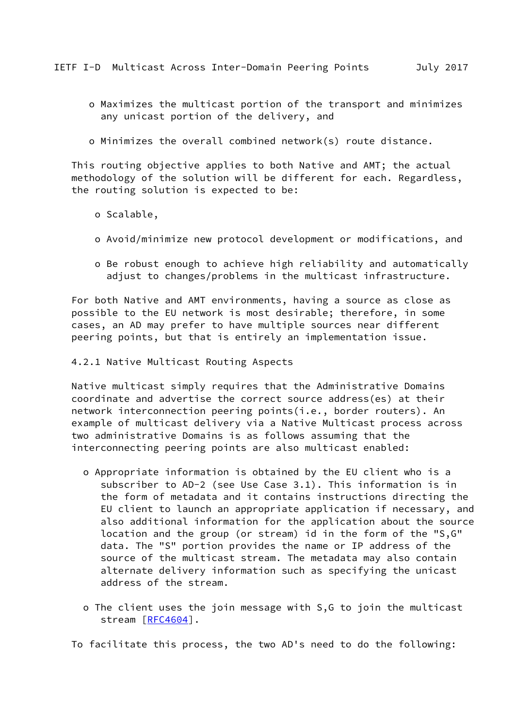- Maximizes the multicast portion of the transport and minimizes any unicast portion of the delivery, and

- Minimizes the overall combined network(s) route distance.

This routing objective applies to both Native and AMT; the actual methodology of the solution will be different for each. Regardless, the routing solution is expected to be:

- Scalable,

- Avoid/minimize new protocol development or modifications, and

- Be robust enough to achieve high reliability and automatically adjust to changes/problems in the multicast infrastructure.

For both Native and AMT environments, having a source as close as possible to the EU network is most desirable; therefore, in some cases, an AD may prefer to have multiple sources near different peering points, but that is entirely an implementation issue.

### 4.2.1 Native Multicast Routing Aspects

Native multicast simply requires that the Administrative Domains coordinate and advertise the correct source address(es) at their network interconnection peering points(i.e., border routers). An example of multicast delivery via a Native Multicast process across two administrative Domains is as follows assuming that the interconnecting peering points are also multicast enabled:

- Appropriate information is obtained by the EU client who is a subscriber to AD-2 (see Use Case 3.1). This information is in the form of metadata and it contains instructions directing the EU client to launch an appropriate application if necessary, and also additional information for the application about the source location and the group (or stream) id in the form of the "S,G" data. The "S" portion provides the name or IP address of the source of the multicast stream. The metadata may also contain alternate delivery information such as specifying the unicast address of the stream.

- The client uses the join message with S,G to join the multicast stream [RFC4604].

To facilitate this process, the two AD's need to do the following: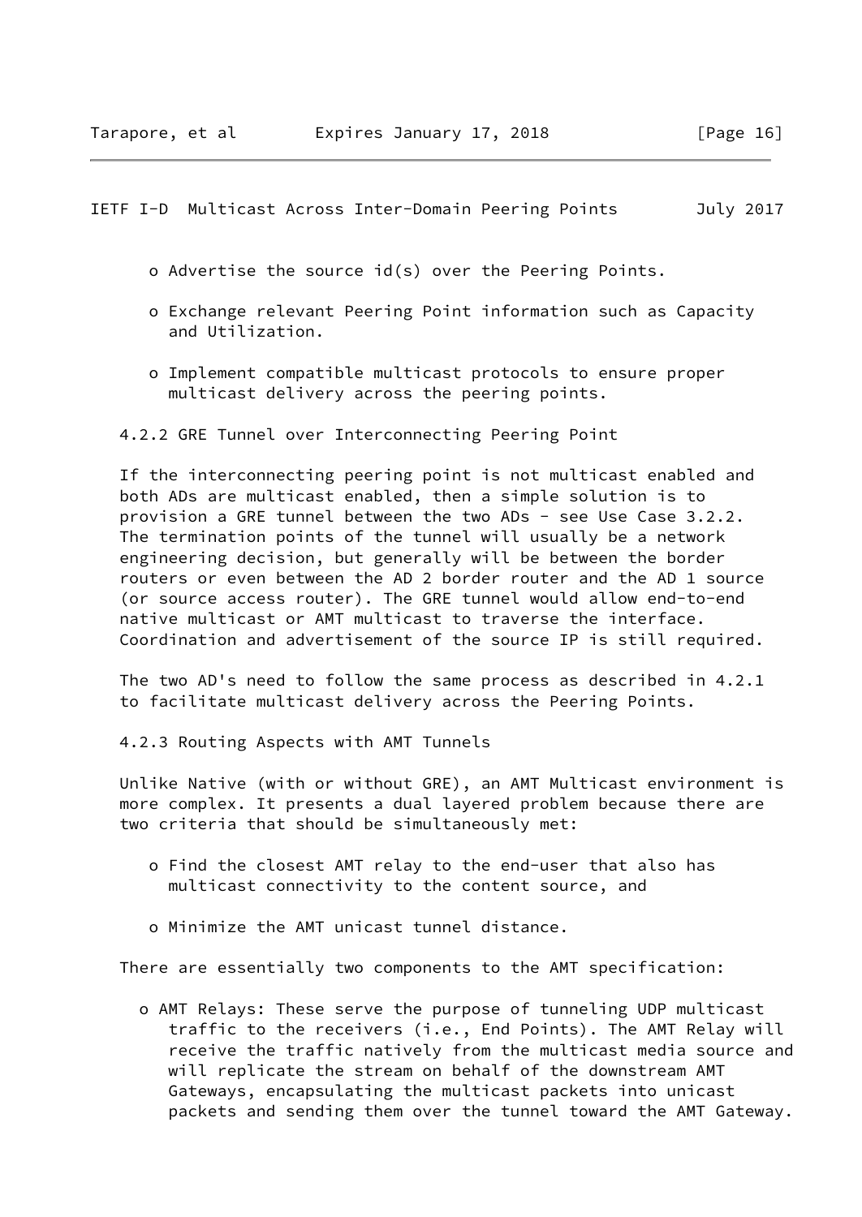- Advertise the source id(s) over the Peering Points.

- Exchange relevant Peering Point information such as Capacity and Utilization.

- Implement compatible multicast protocols to ensure proper multicast delivery across the peering points.

### 4.2.2 GRE Tunnel over Interconnecting Peering Point

If the interconnecting peering point is not multicast enabled and both ADs are multicast enabled, then a simple solution is to provision a GRE tunnel between the two ADs - see Use Case 3.2.2. The termination points of the tunnel will usually be a network engineering decision, but generally will be between the border routers or even between the AD 2 border router and the AD 1 source (or source access router). The GRE tunnel would allow end-to-end native multicast or AMT multicast to traverse the interface. Coordination and advertisement of the source IP is still required.

The two AD's need to follow the same process as described in 4.2.1 to facilitate multicast delivery across the Peering Points.

### 4.2.3 Routing Aspects with AMT Tunnels

Unlike Native (with or without GRE), an AMT Multicast environment is more complex. It presents a dual layered problem because there are two criteria that should be simultaneously met:

- Find the closest AMT relay to the end-user that also has multicast connectivity to the content source, and

- Minimize the AMT unicast tunnel distance.

There are essentially two components to the AMT specification:

- AMT Relays: These serve the purpose of tunneling UDP multicast traffic to the receivers (i.e., End Points). The AMT Relay will receive the traffic natively from the multicast media source and will replicate the stream on behalf of the downstream AMT Gateways, encapsulating the multicast packets into unicast packets and sending them over the tunnel toward the AMT Gateway.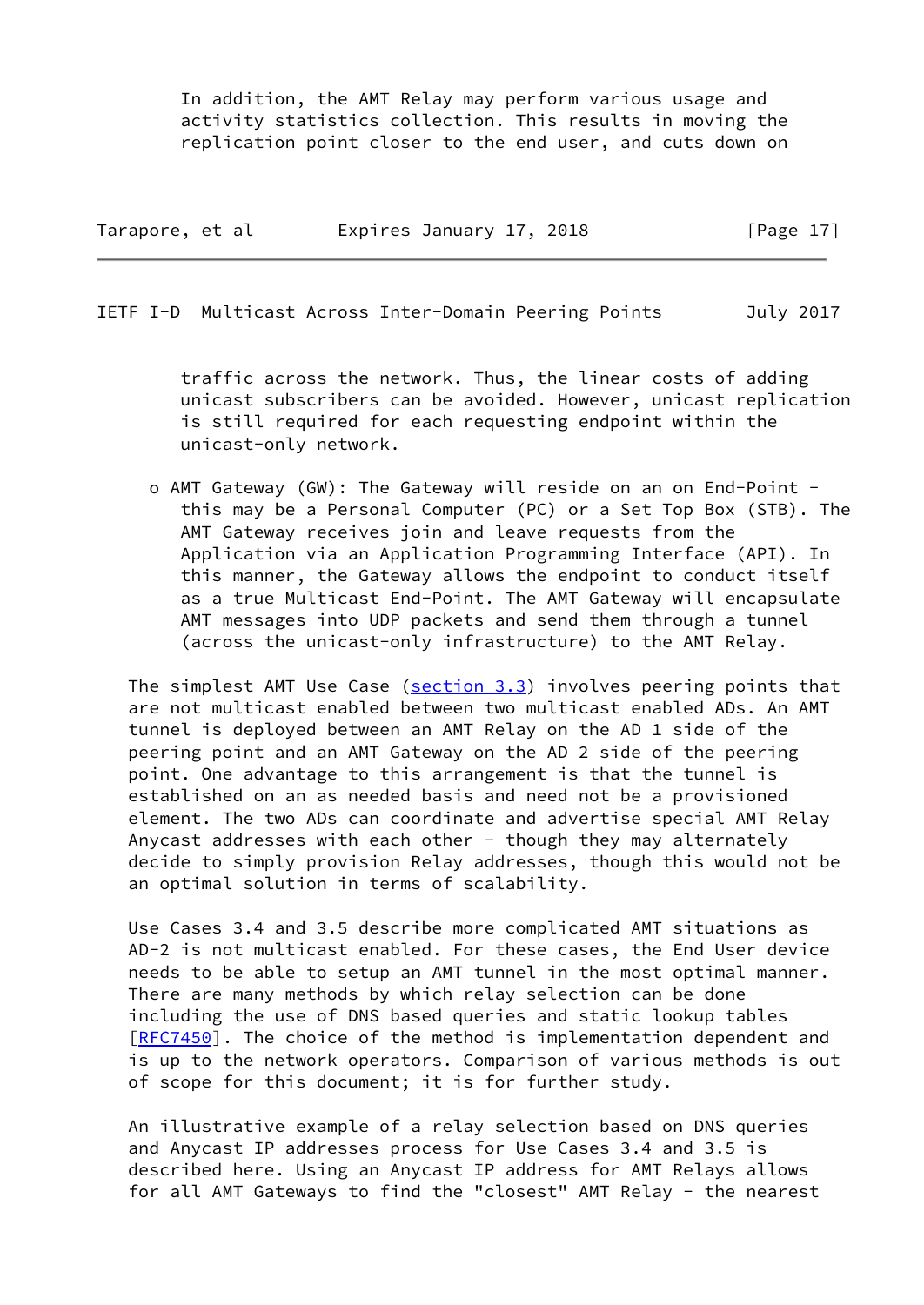In addition, the AMT Relay may perform various usage and activity statistics collection. This results in moving the replication point closer to the end user, and cuts down on traffic across the network. Thus, the linear costs of adding unicast subscribers can be avoided. However, unicast replication is still required for each requesting endpoint within the unicast-only network.

- AMT Gateway (GW): The Gateway will reside on an on End-Point - this may be a Personal Computer (PC) or a Set Top Box (STB). The AMT Gateway receives join and leave requests from the Application via an Application Programming Interface (API). In this manner, the Gateway allows the endpoint to conduct itself as a true Multicast End-Point. The AMT Gateway will encapsulate AMT messages into UDP packets and send them through a tunnel (across the unicast-only infrastructure) to the AMT Relay.

The simplest AMT Use Case (section 3.3) involves peering points that are not multicast enabled between two multicast enabled ADs. An AMT tunnel is deployed between an AMT Relay on the AD 1 side of the peering point and an AMT Gateway on the AD 2 side of the peering point. One advantage to this arrangement is that the tunnel is established on an as needed basis and need not be a provisioned element. The two ADs can coordinate and advertise special AMT Relay Anycast addresses with each other - though they may alternately decide to simply provision Relay addresses, though this would not be an optimal solution in terms of scalability.

Use Cases 3.4 and 3.5 describe more complicated AMT situations as AD-2 is not multicast enabled. For these cases, the End User device needs to be able to setup an AMT tunnel in the most optimal manner. There are many methods by which relay selection can be done including the use of DNS based queries and static lookup tables [RFC7450]. The choice of the method is implementation dependent and is up to the network operators. Comparison of various methods is out of scope for this document; it is for further study.

An illustrative example of a relay selection based on DNS queries and Anycast IP addresses process for Use Cases 3.4 and 3.5 is described here. Using an Anycast IP address for AMT Relays allows for all AMT Gateways to find the "closest" AMT Relay - the nearest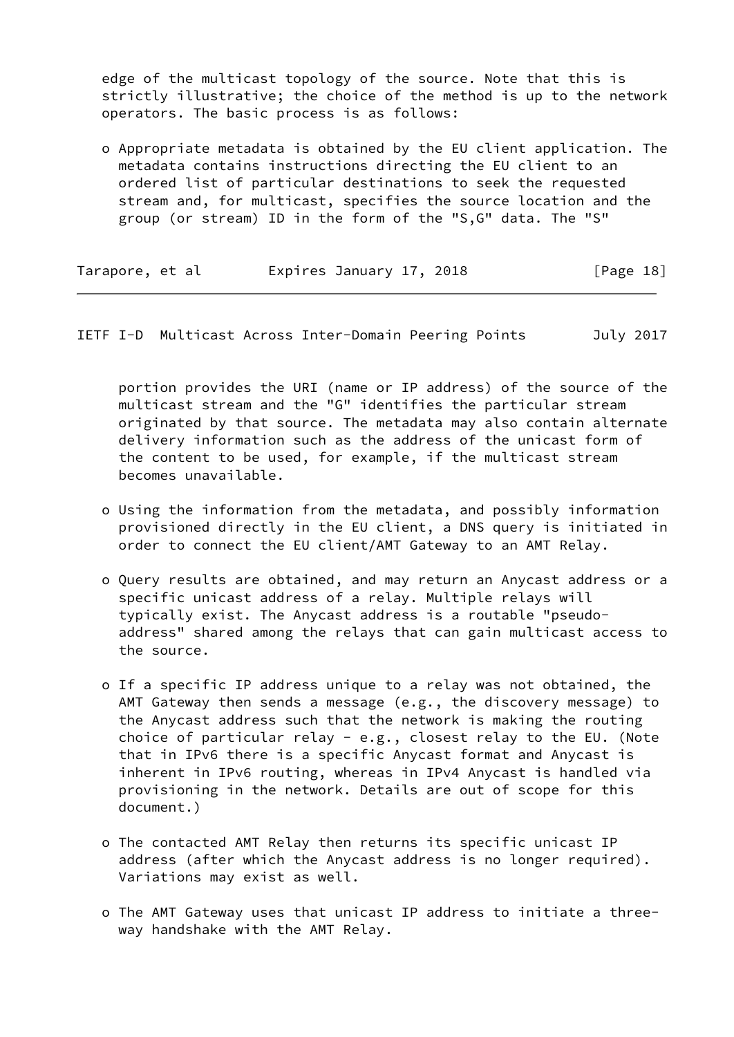edge of the multicast topology of the source. Note that this is strictly illustrative; the choice of the method is up to the network operators. The basic process is as follows:

- Appropriate metadata is obtained by the EU client application. The metadata contains instructions directing the EU client to an ordered list of particular destinations to seek the requested stream and, for multicast, specifies the source location and the group (or stream) ID in the form of the "S,G" data. The "S" portion provides the URI (name or IP address) of the source of the multicast stream and the "G" identifies the particular stream originated by that source. The metadata may also contain alternate delivery information such as the address of the unicast form of the content to be used, for example, if the multicast stream becomes unavailable.

- Using the information from the metadata, and possibly information provisioned directly in the EU client, a DNS query is initiated in order to connect the EU client/AMT Gateway to an AMT Relay.

- Query results are obtained, and may return an Anycast address or a specific unicast address of a relay. Multiple relays will typically exist. The Anycast address is a routable "pseudo-address" shared among the relays that can gain multicast access to the source.

- If a specific IP address unique to a relay was not obtained, the AMT Gateway then sends a message (e.g., the discovery message) to the Anycast address such that the network is making the routing choice of particular relay - e.g., closest relay to the EU. (Note that in IPv6 there is a specific Anycast format and Anycast is inherent in IPv6 routing, whereas in IPv4 Anycast is handled via provisioning in the network. Details are out of scope for this document.)

- The contacted AMT Relay then returns its specific unicast IP address (after which the Anycast address is no longer required). Variations may exist as well.

- The AMT Gateway uses that unicast IP address to initiate a three-way handshake with the AMT Relay.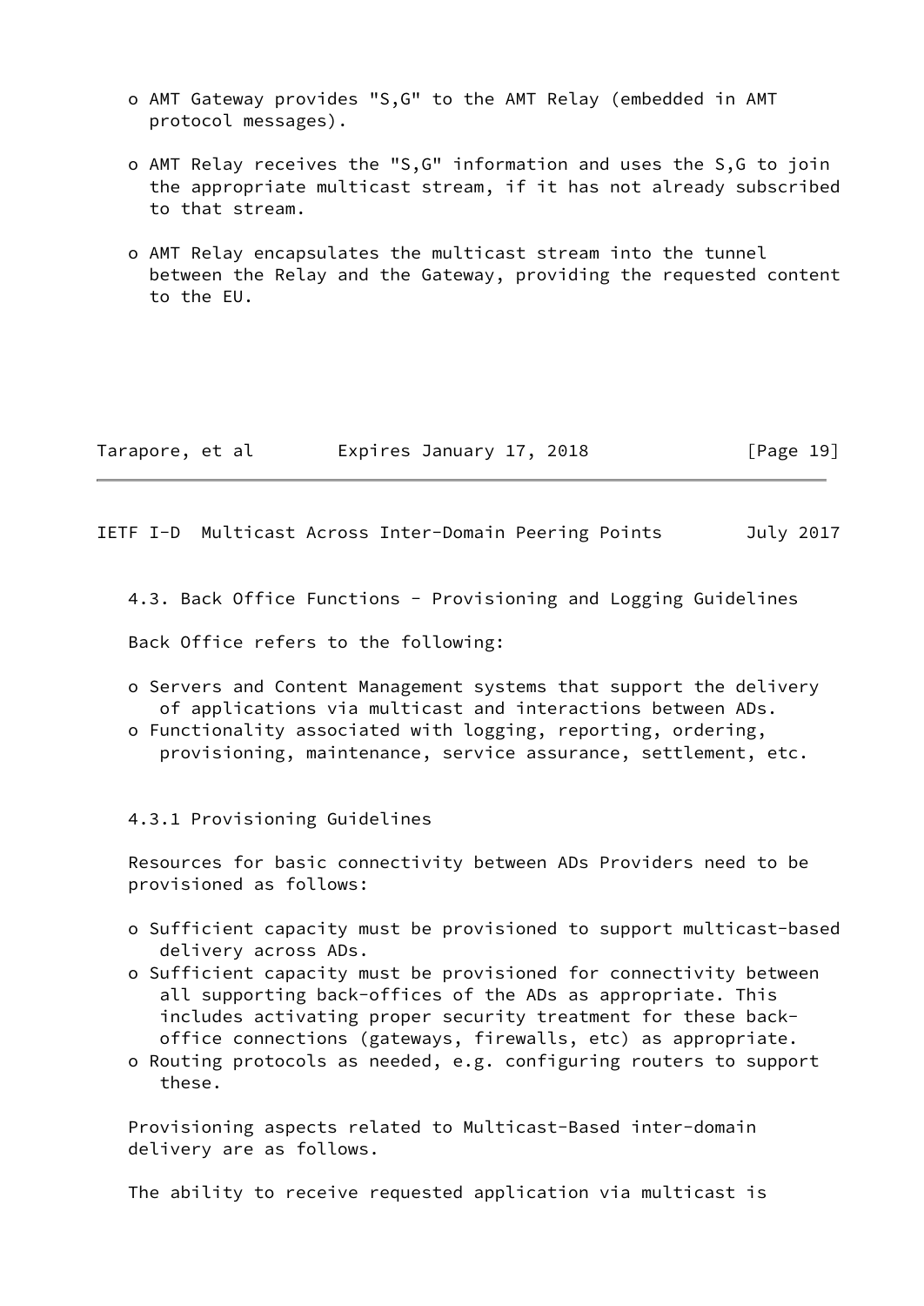- AMT Gateway provides "S,G" to the AMT Relay (embedded in AMT protocol messages).

- AMT Relay receives the "S,G" information and uses the S,G to join the appropriate multicast stream, if it has not already subscribed to that stream.

- AMT Relay encapsulates the multicast stream into the tunnel between the Relay and the Gateway, providing the requested content to the EU.

### 4.3. Back Office Functions - Provisioning and Logging Guidelines

Back Office refers to the following:

- Servers and Content Management systems that support the delivery of applications via multicast and interactions between ADs.
- Functionality associated with logging, reporting, ordering, provisioning, maintenance, service assurance, settlement, etc.

#### 4.3.1 Provisioning Guidelines

Resources for basic connectivity between ADs Providers need to be provisioned as follows:

- Sufficient capacity must be provisioned to support multicast-based delivery across ADs.
- Sufficient capacity must be provisioned for connectivity between all supporting back-offices of the ADs as appropriate. This includes activating proper security treatment for these back-office connections (gateways, firewalls, etc) as appropriate.
- Routing protocols as needed, e.g. configuring routers to support these.

Provisioning aspects related to Multicast-Based inter-domain delivery are as follows.

The ability to receive requested application via multicast is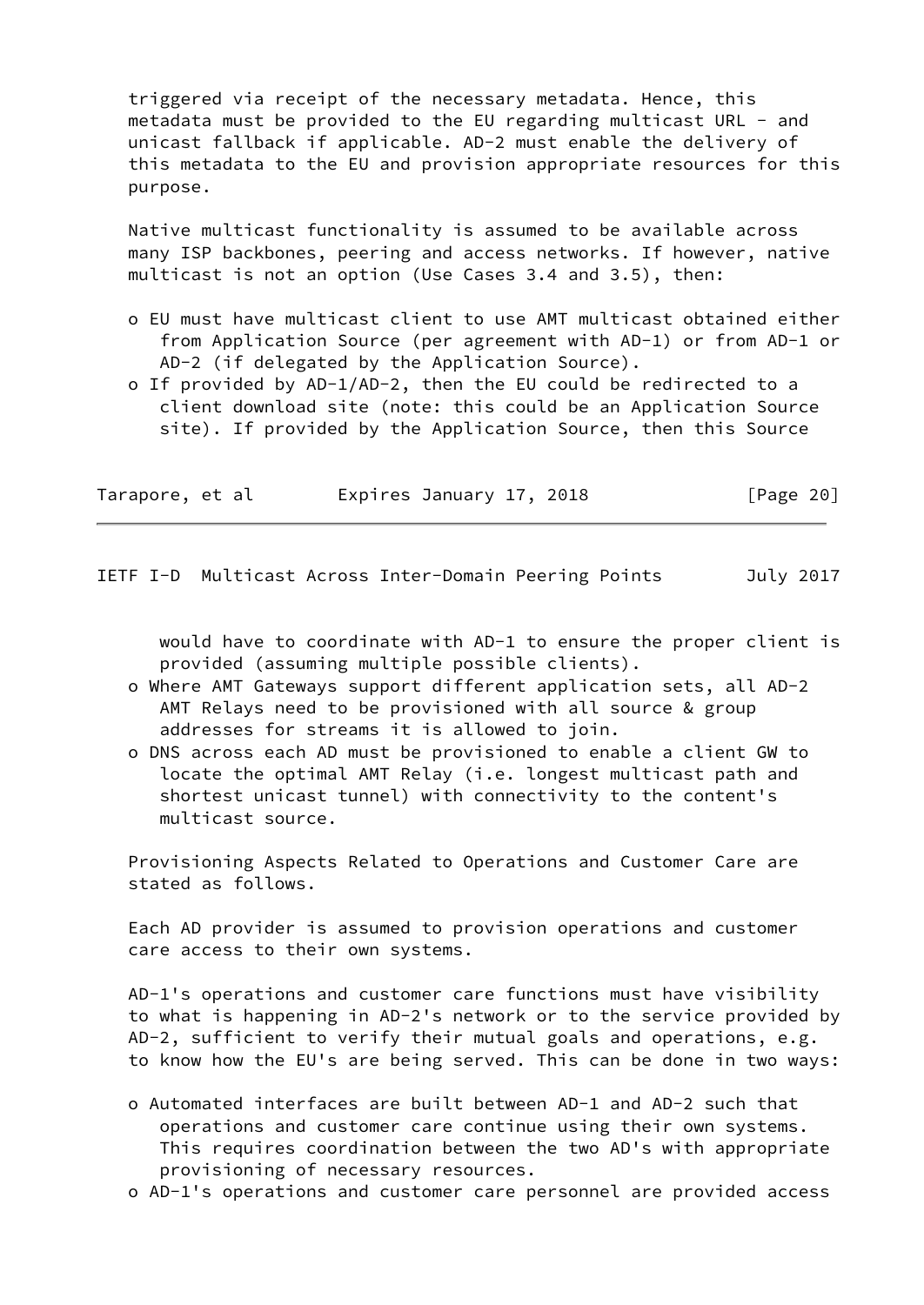triggered via receipt of the necessary metadata. Hence, this metadata must be provided to the EU regarding multicast URL - and unicast fallback if applicable. AD-2 must enable the delivery of this metadata to the EU and provision appropriate resources for this purpose.

Native multicast functionality is assumed to be available across many ISP backbones, peering and access networks. If however, native multicast is not an option (Use Cases 3.4 and 3.5), then:

- EU must have multicast client to use AMT multicast obtained either from Application Source (per agreement with AD-1) or from AD-1 or AD-2 (if delegated by the Application Source).
- If provided by AD-1/AD-2, then the EU could be redirected to a client download site (note: this could be an Application Source site). If provided by the Application Source, then this Source would have to coordinate with AD-1 to ensure the proper client is provided (assuming multiple possible clients).
- Where AMT Gateways support different application sets, all AD-2 AMT Relays need to be provisioned with all source & group addresses for streams it is allowed to join.
- DNS across each AD must be provisioned to enable a client GW to locate the optimal AMT Relay (i.e. longest multicast path and shortest unicast tunnel) with connectivity to the content's multicast source.

Provisioning Aspects Related to Operations and Customer Care are stated as follows.

Each AD provider is assumed to provision operations and customer care access to their own systems.

AD-1's operations and customer care functions must have visibility to what is happening in AD-2's network or to the service provided by AD-2, sufficient to verify their mutual goals and operations, e.g. to know how the EU's are being served. This can be done in two ways:

- Automated interfaces are built between AD-1 and AD-2 such that operations and customer care continue using their own systems. This requires coordination between the two AD's with appropriate provisioning of necessary resources.
- AD-1's operations and customer care personnel are provided access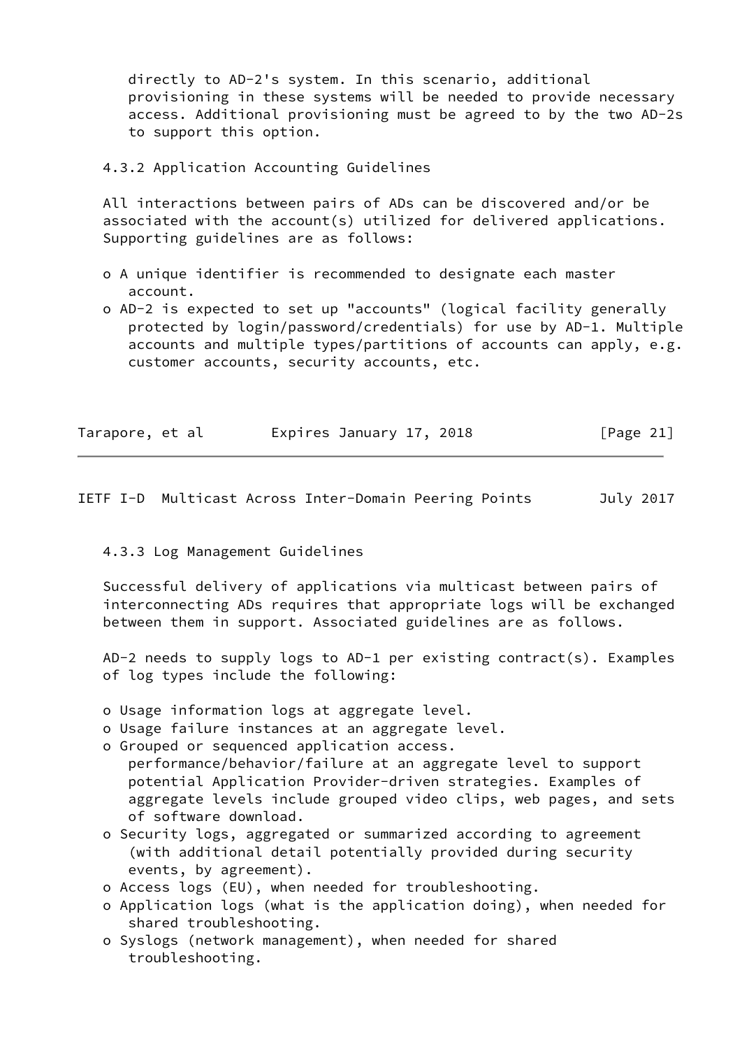directly to AD-2's system. In this scenario, additional provisioning in these systems will be needed to provide necessary access. Additional provisioning must be agreed to by the two AD-2s to support this option.

### 4.3.2 Application Accounting Guidelines

All interactions between pairs of ADs can be discovered and/or be associated with the account(s) utilized for delivered applications. Supporting guidelines are as follows:

- A unique identifier is recommended to designate each master account.
- AD-2 is expected to set up "accounts" (logical facility generally protected by login/password/credentials) for use by AD-1. Multiple accounts and multiple types/partitions of accounts can apply, e.g. customer accounts, security accounts, etc.

### 4.3.3 Log Management Guidelines

Successful delivery of applications via multicast between pairs of interconnecting ADs requires that appropriate logs will be exchanged between them in support. Associated guidelines are as follows.

AD-2 needs to supply logs to AD-1 per existing contract(s). Examples of log types include the following:

- Usage information logs at aggregate level.
- Usage failure instances at an aggregate level.
- Grouped or sequenced application access. performance/behavior/failure at an aggregate level to support potential Application Provider-driven strategies. Examples of aggregate levels include grouped video clips, web pages, and sets of software download.
- Security logs, aggregated or summarized according to agreement (with additional detail potentially provided during security events, by agreement).
- Access logs (EU), when needed for troubleshooting.
- Application logs (what is the application doing), when needed for shared troubleshooting.
- Syslogs (network management), when needed for shared troubleshooting.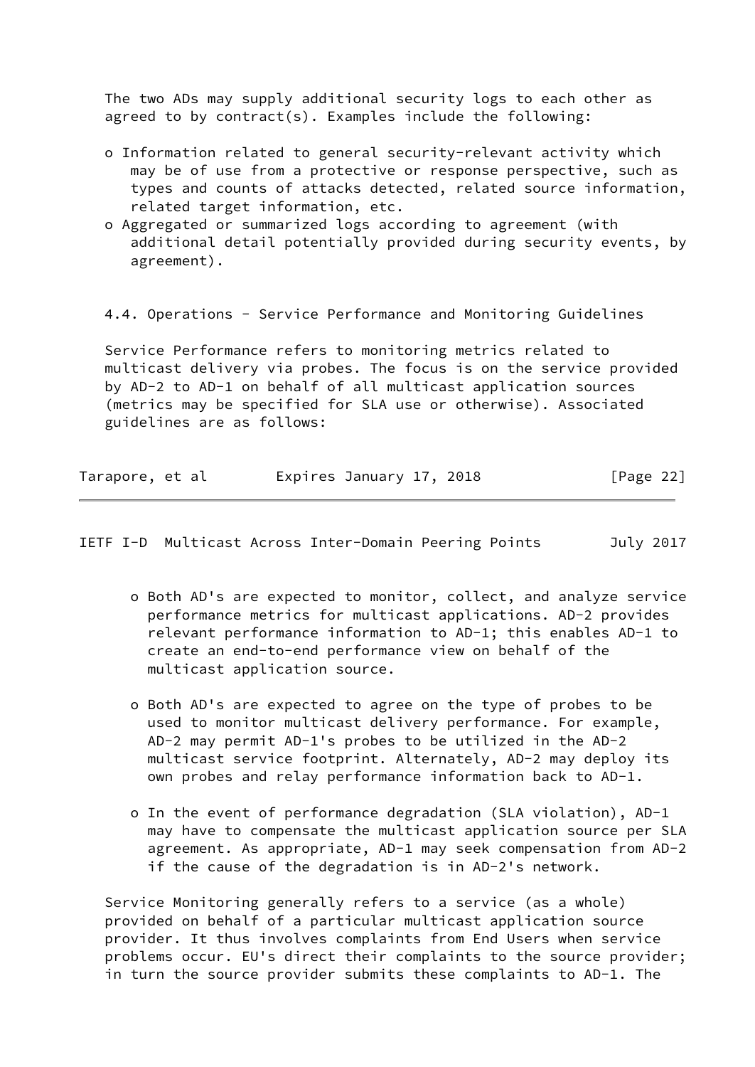The two ADs may supply additional security logs to each other as agreed to by contract(s). Examples include the following:

- Information related to general security-relevant activity which may be of use from a protective or response perspective, such as types and counts of attacks detected, related source information, related target information, etc.
- Aggregated or summarized logs according to agreement (with additional detail potentially provided during security events, by agreement).

## 4.4. Operations - Service Performance and Monitoring Guidelines

Service Performance refers to monitoring metrics related to multicast delivery via probes. The focus is on the service provided by AD-2 to AD-1 on behalf of all multicast application sources (metrics may be specified for SLA use or otherwise). Associated guidelines are as follows:

- Both AD's are expected to monitor, collect, and analyze service performance metrics for multicast applications. AD-2 provides relevant performance information to AD-1; this enables AD-1 to create an end-to-end performance view on behalf of the multicast application source.

- Both AD's are expected to agree on the type of probes to be used to monitor multicast delivery performance. For example, AD-2 may permit AD-1's probes to be utilized in the AD-2 multicast service footprint. Alternately, AD-2 may deploy its own probes and relay performance information back to AD-1.

- In the event of performance degradation (SLA violation), AD-1 may have to compensate the multicast application source per SLA agreement. As appropriate, AD-1 may seek compensation from AD-2 if the cause of the degradation is in AD-2's network.

Service Monitoring generally refers to a service (as a whole) provided on behalf of a particular multicast application source provider. It thus involves complaints from End Users when service problems occur. EU's direct their complaints to the source provider; in turn the source provider submits these complaints to AD-1. The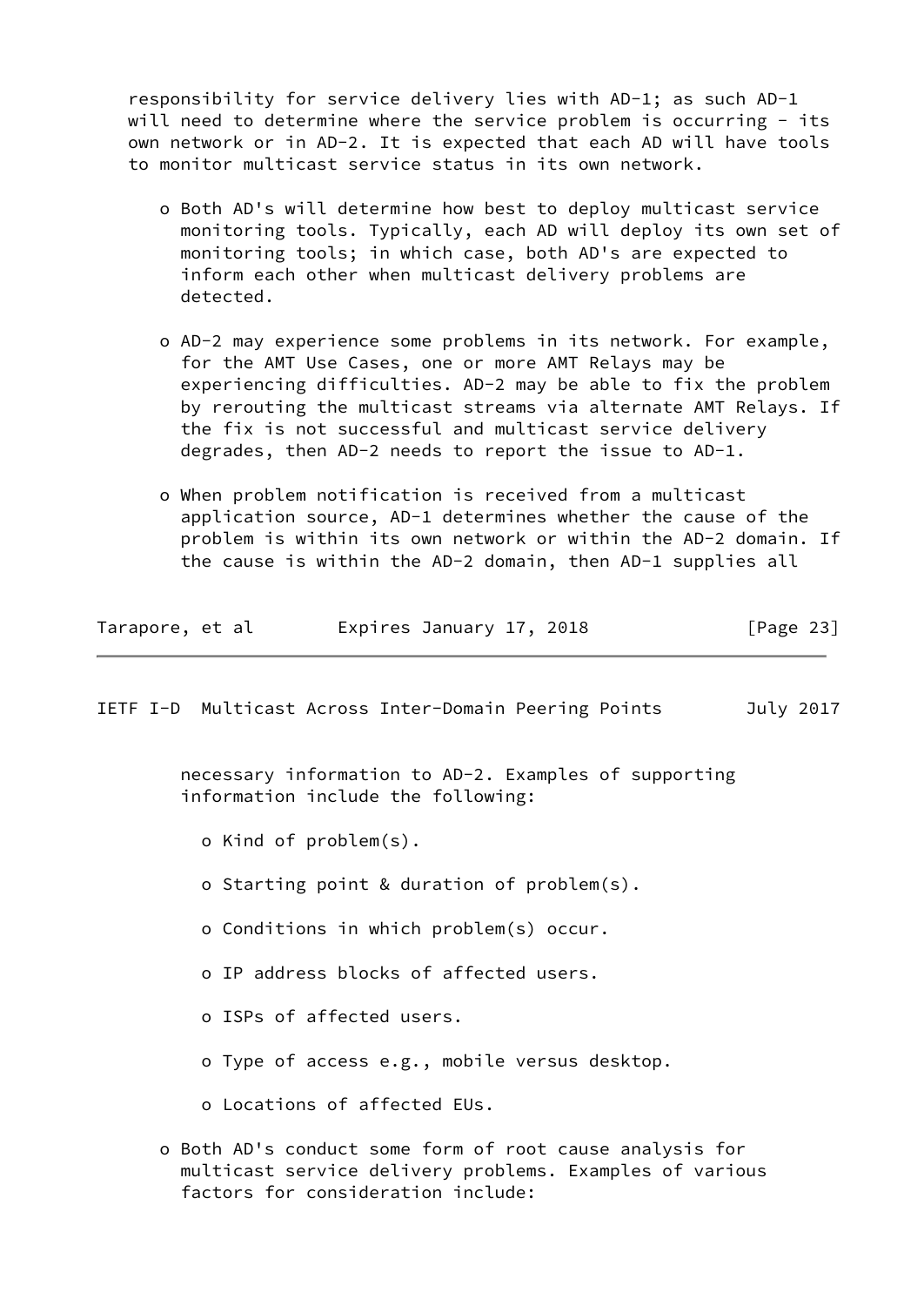responsibility for service delivery lies with AD-1; as such AD-1 will need to determine where the service problem is occurring - its own network or in AD-2. It is expected that each AD will have tools to monitor multicast service status in its own network.

- Both AD's will determine how best to deploy multicast service monitoring tools. Typically, each AD will deploy its own set of monitoring tools; in which case, both AD's are expected to inform each other when multicast delivery problems are detected.

- AD-2 may experience some problems in its network. For example, for the AMT Use Cases, one or more AMT Relays may be experiencing difficulties. AD-2 may be able to fix the problem by rerouting the multicast streams via alternate AMT Relays. If the fix is not successful and multicast service delivery degrades, then AD-2 needs to report the issue to AD-1.

- When problem notification is received from a multicast application source, AD-1 determines whether the cause of the problem is within its own network or within the AD-2 domain. If the cause is within the AD-2 domain, then AD-1 supplies all necessary information to AD-2. Examples of supporting information include the following:

  - Kind of problem(s).

  - Starting point & duration of problem(s).

  - Conditions in which problem(s) occur.

  - IP address blocks of affected users.

  - ISPs of affected users.

  - Type of access e.g., mobile versus desktop.

  - Locations of affected EUs.

- Both AD's conduct some form of root cause analysis for multicast service delivery problems. Examples of various factors for consideration include: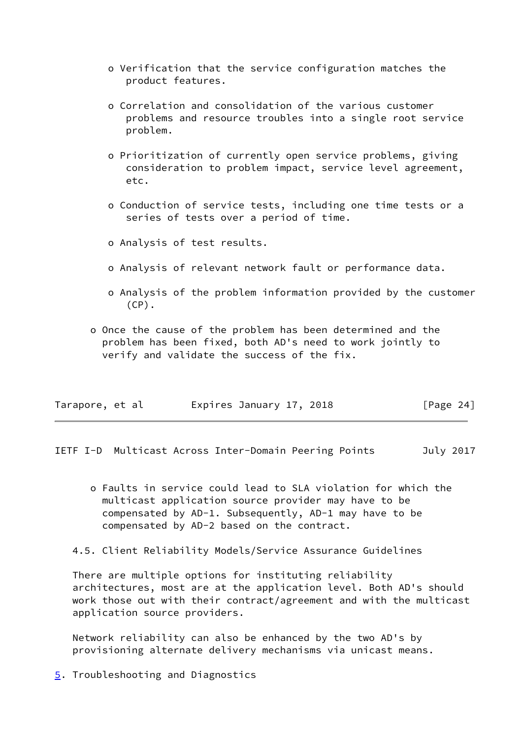- Verification that the service configuration matches the product features.

- Correlation and consolidation of the various customer problems and resource troubles into a single root service problem.

- Prioritization of currently open service problems, giving consideration to problem impact, service level agreement, etc.

- Conduction of service tests, including one time tests or a series of tests over a period of time.

- Analysis of test results.

- Analysis of relevant network fault or performance data.

- Analysis of the problem information provided by the customer (CP).

- Once the cause of the problem has been determined and the problem has been fixed, both AD's need to work jointly to verify and validate the success of the fix.

- Faults in service could lead to SLA violation for which the multicast application source provider may have to be compensated by AD-1. Subsequently, AD-1 may have to be compensated by AD-2 based on the contract.

### 4.5. Client Reliability Models/Service Assurance Guidelines

There are multiple options for instituting reliability architectures, most are at the application level. Both AD's should work those out with their contract/agreement and with the multicast application source providers.

Network reliability can also be enhanced by the two AD's by provisioning alternate delivery mechanisms via unicast means.

## 5. Troubleshooting and Diagnostics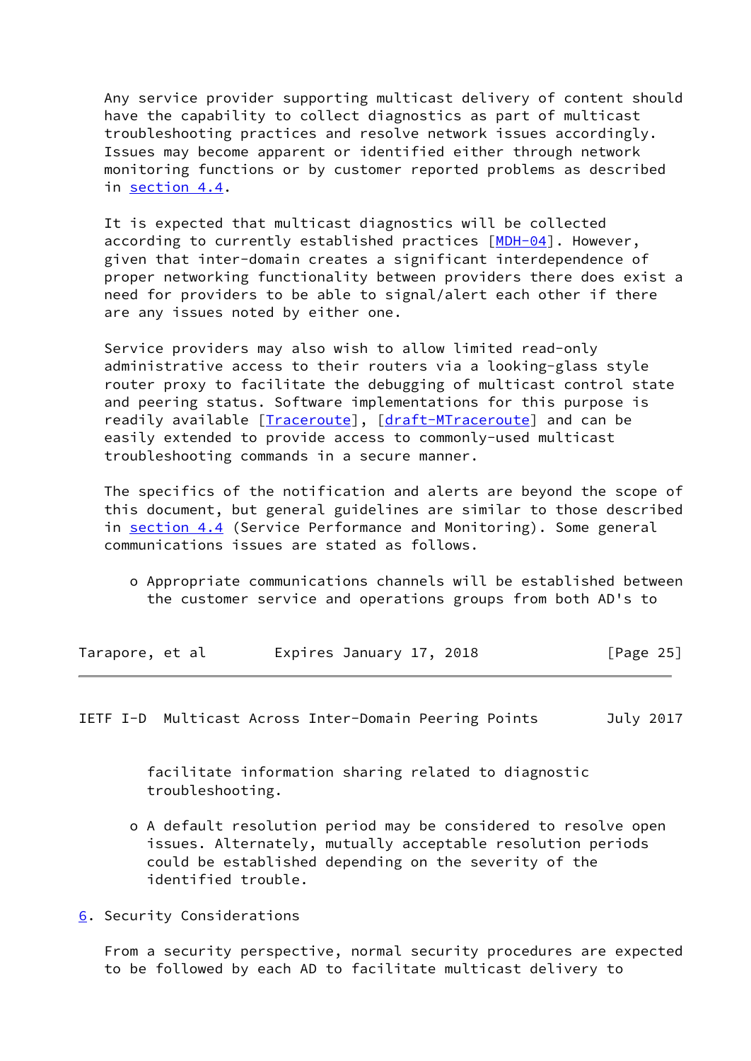Any service provider supporting multicast delivery of content should have the capability to collect diagnostics as part of multicast troubleshooting practices and resolve network issues accordingly. Issues may become apparent or identified either through network monitoring functions or by customer reported problems as described in section 4.4.

It is expected that multicast diagnostics will be collected according to currently established practices [MDH-04]. However, given that inter-domain creates a significant interdependence of proper networking functionality between providers there does exist a need for providers to be able to signal/alert each other if there are any issues noted by either one.

Service providers may also wish to allow limited read-only administrative access to their routers via a looking-glass style router proxy to facilitate the debugging of multicast control state and peering status. Software implementations for this purpose is readily available [Traceroute], [draft-MTraceroute] and can be easily extended to provide access to commonly-used multicast troubleshooting commands in a secure manner.

The specifics of the notification and alerts are beyond the scope of this document, but general guidelines are similar to those described in section 4.4 (Service Performance and Monitoring). Some general communications issues are stated as follows.

- Appropriate communications channels will be established between the customer service and operations groups from both AD's to facilitate information sharing related to diagnostic troubleshooting.

- A default resolution period may be considered to resolve open issues. Alternately, mutually acceptable resolution periods could be established depending on the severity of the identified trouble.

## 6. Security Considerations

From a security perspective, normal security procedures are expected to be followed by each AD to facilitate multicast delivery to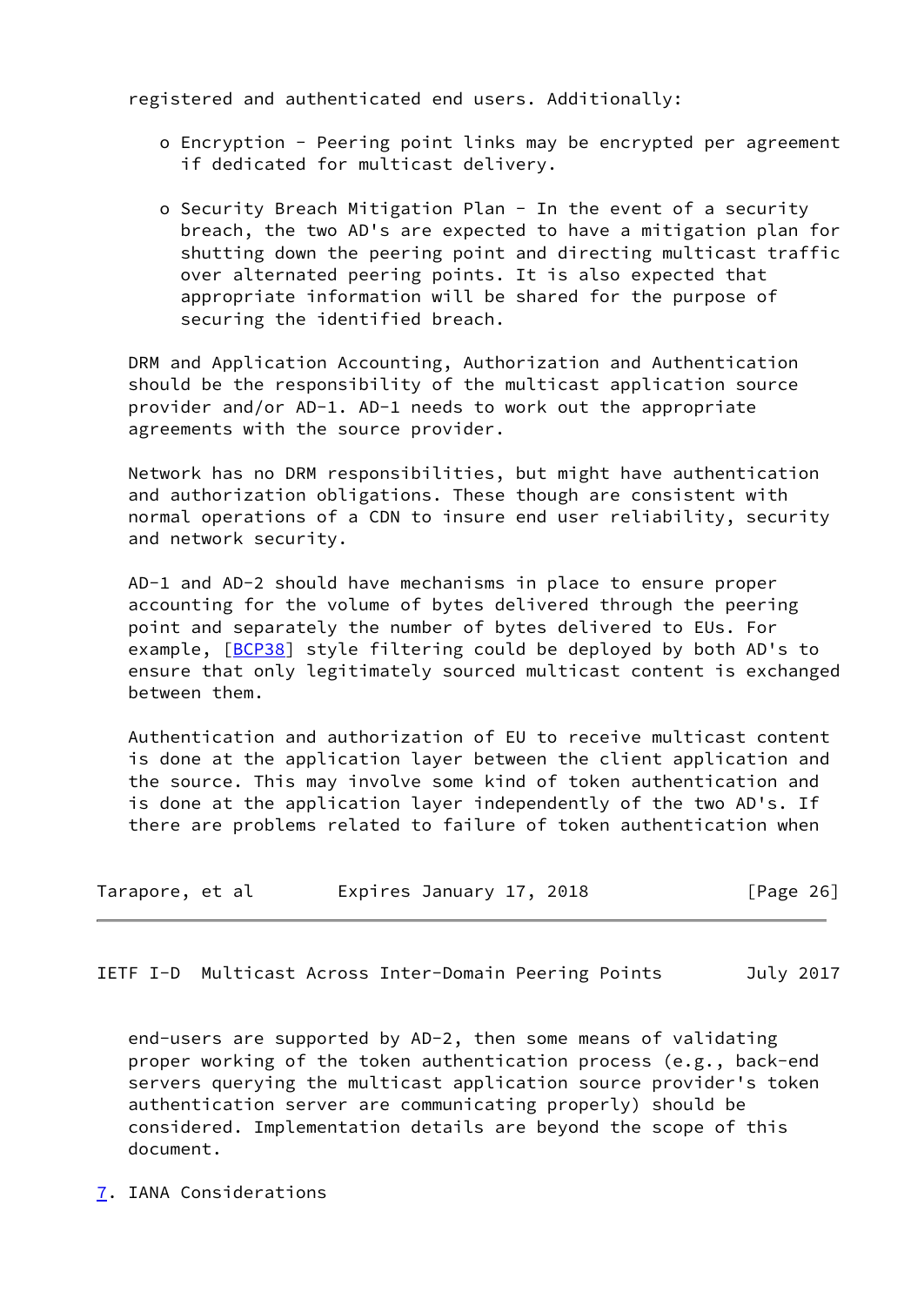registered and authenticated end users. Additionally:

- Encryption - Peering point links may be encrypted per agreement if dedicated for multicast delivery.

- Security Breach Mitigation Plan - In the event of a security breach, the two AD's are expected to have a mitigation plan for shutting down the peering point and directing multicast traffic over alternated peering points. It is also expected that appropriate information will be shared for the purpose of securing the identified breach.

DRM and Application Accounting, Authorization and Authentication should be the responsibility of the multicast application source provider and/or AD-1. AD-1 needs to work out the appropriate agreements with the source provider.

Network has no DRM responsibilities, but might have authentication and authorization obligations. These though are consistent with normal operations of a CDN to insure end user reliability, security and network security.

AD-1 and AD-2 should have mechanisms in place to ensure proper accounting for the volume of bytes delivered through the peering point and separately the number of bytes delivered to EUs. For example, [BCP38] style filtering could be deployed by both AD's to ensure that only legitimately sourced multicast content is exchanged between them.

Authentication and authorization of EU to receive multicast content is done at the application layer between the client application and the source. This may involve some kind of token authentication and is done at the application layer independently of the two AD's. If there are problems related to failure of token authentication when end-users are supported by AD-2, then some means of validating proper working of the token authentication process (e.g., back-end servers querying the multicast application source provider's token authentication server are communicating properly) should be considered. Implementation details are beyond the scope of this document.

## 7. IANA Considerations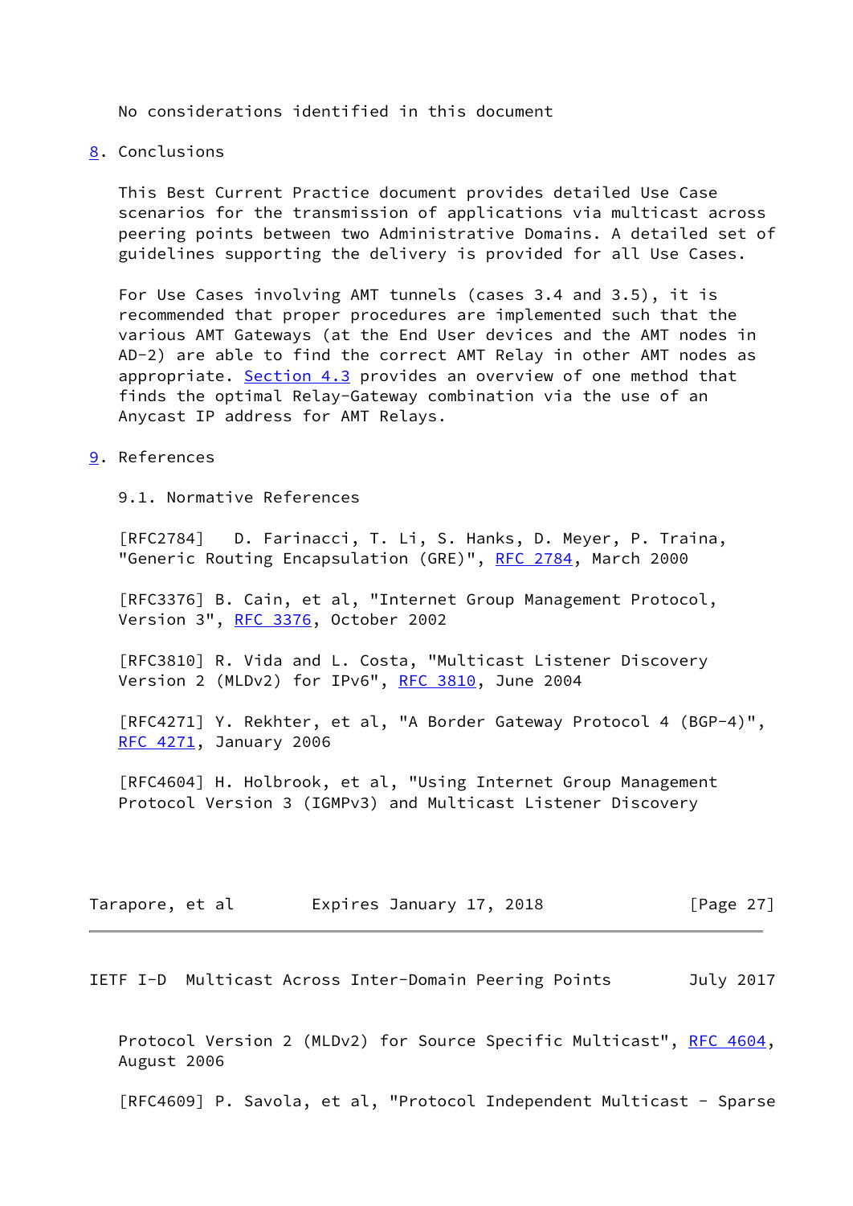No considerations identified in this document

## 8. Conclusions

This Best Current Practice document provides detailed Use Case scenarios for the transmission of applications via multicast across peering points between two Administrative Domains. A detailed set of guidelines supporting the delivery is provided for all Use Cases.

For Use Cases involving AMT tunnels (cases 3.4 and 3.5), it is recommended that proper procedures are implemented such that the various AMT Gateways (at the End User devices and the AMT nodes in AD-2) are able to find the correct AMT Relay in other AMT nodes as appropriate. Section 4.3 provides an overview of one method that finds the optimal Relay-Gateway combination via the use of an Anycast IP address for AMT Relays.

## 9. References

### 9.1. Normative References

[RFC2784] D. Farinacci, T. Li, S. Hanks, D. Meyer, P. Traina, "Generic Routing Encapsulation (GRE)", RFC 2784, March 2000

[RFC3376] B. Cain, et al, "Internet Group Management Protocol, Version 3", RFC 3376, October 2002

[RFC3810] R. Vida and L. Costa, "Multicast Listener Discovery Version 2 (MLDv2) for IPv6", RFC 3810, June 2004

[RFC4271] Y. Rekhter, et al, "A Border Gateway Protocol 4 (BGP-4)", RFC 4271, January 2006

[RFC4604] H. Holbrook, et al, "Using Internet Group Management Protocol Version 3 (IGMPv3) and Multicast Listener Discovery Protocol Version 2 (MLDv2) for Source Specific Multicast", RFC 4604, August 2006

[RFC4609] P. Savola, et al, "Protocol Independent Multicast - Sparse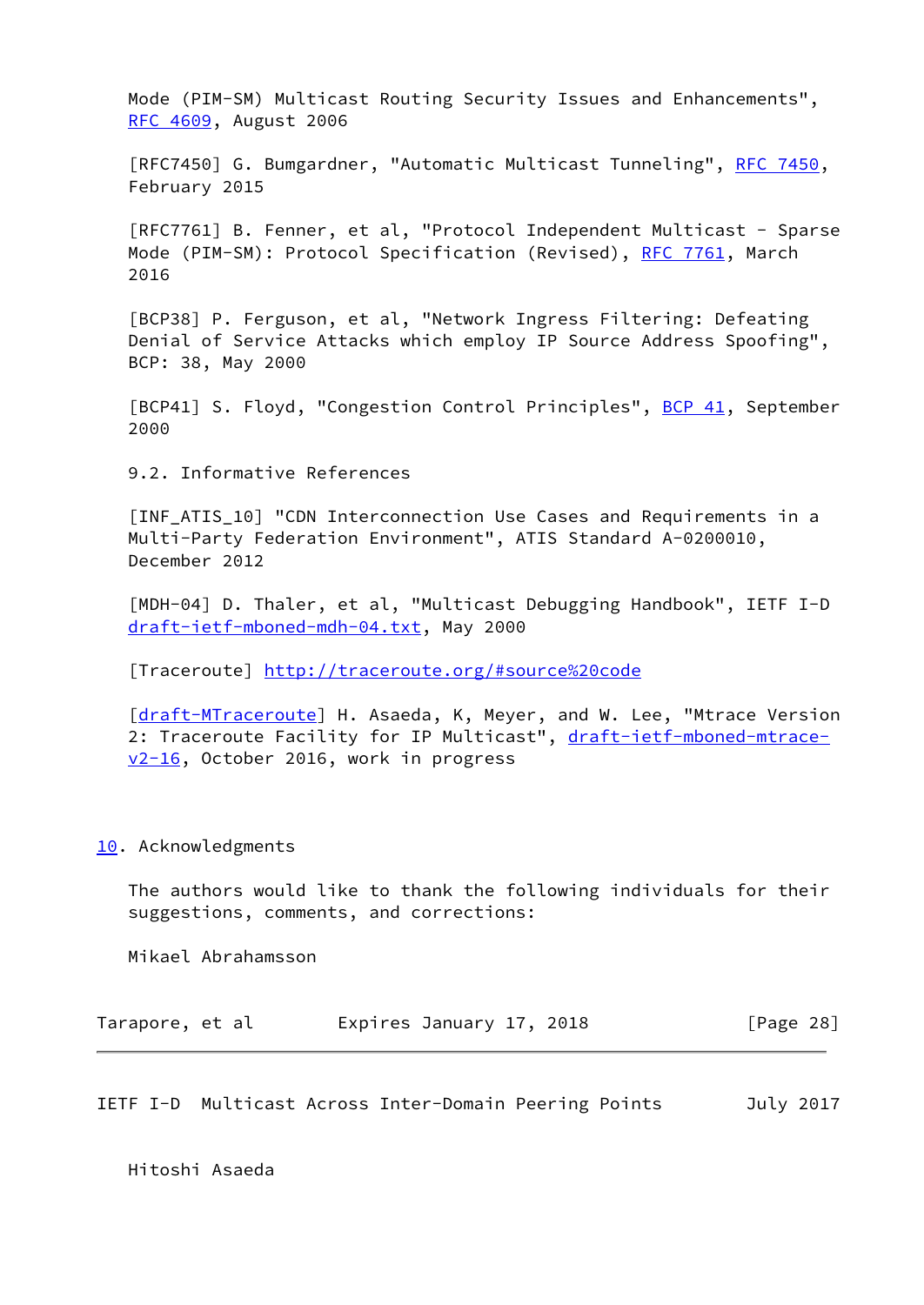Mode (PIM-SM) Multicast Routing Security Issues and Enhancements", RFC 4609, August 2006

[RFC7450] G. Bumgardner, "Automatic Multicast Tunneling", RFC 7450, February 2015

[RFC7761] B. Fenner, et al, "Protocol Independent Multicast - Sparse Mode (PIM-SM): Protocol Specification (Revised), RFC 7761, March 2016

[BCP38] P. Ferguson, et al, "Network Ingress Filtering: Defeating Denial of Service Attacks which employ IP Source Address Spoofing", BCP: 38, May 2000

[BCP41] S. Floyd, "Congestion Control Principles", BCP 41, September 2000

### 9.2. Informative References

[INF_ATIS_10] "CDN Interconnection Use Cases and Requirements in a Multi-Party Federation Environment", ATIS Standard A-0200010, December 2012

[MDH-04] D. Thaler, et al, "Multicast Debugging Handbook", IETF I-D draft-ietf-mboned-mdh-04.txt, May 2000

[Traceroute] http://traceroute.org/#source%20code

[draft-MTraceroute] H. Asaeda, K, Meyer, and W. Lee, "Mtrace Version 2: Traceroute Facility for IP Multicast", draft-ietf-mboned-mtrace-v2-16, October 2016, work in progress

## 10. Acknowledgments

The authors would like to thank the following individuals for their suggestions, comments, and corrections:

Mikael Abrahamsson

Hitoshi Asaeda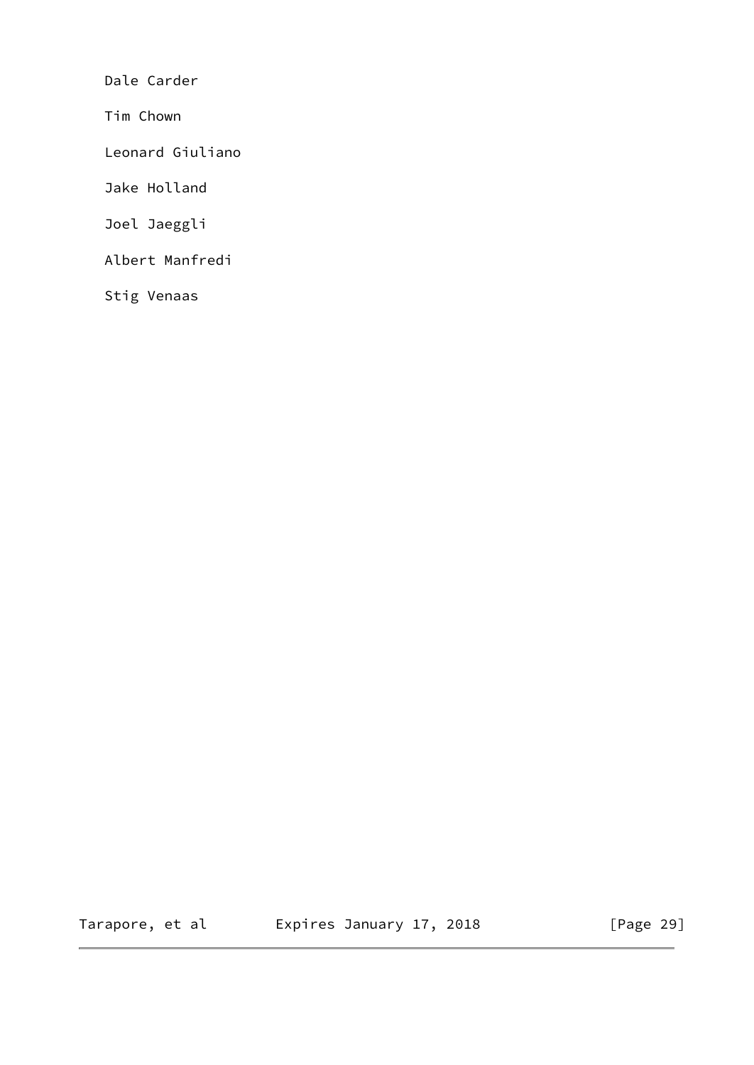Dale Carder

Tim Chown

Leonard Giuliano

Jake Holland

Joel Jaeggli

Albert Manfredi

Stig Venaas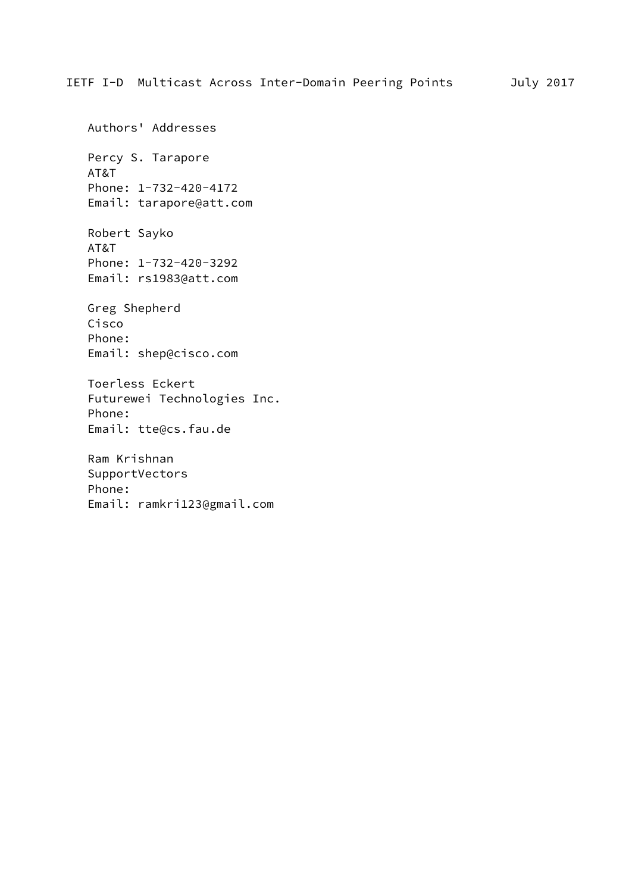## Authors' Addresses

Percy S. Tarapore
AT&T
Phone: 1-732-420-4172
Email: tarapore@att.com

Robert Sayko
AT&T
Phone: 1-732-420-3292
Email: rs1983@att.com

Greg Shepherd
Cisco
Phone:
Email: shep@cisco.com

Toerless Eckert
Futurewei Technologies Inc.
Phone:
Email: tte@cs.fau.de

Ram Krishnan
SupportVectors
Phone:
Email: ramkri123@gmail.com